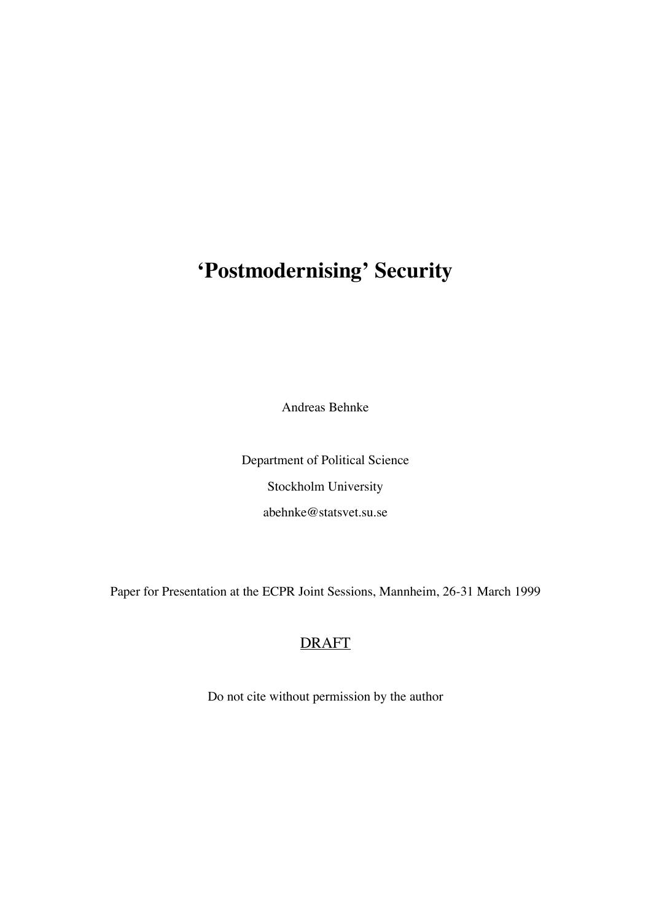# 'Postmodernising' Security

Andreas Behnke

Department of Political Science

Stockholm University

abehnke@statsvet.su.se

Paper for Presentation at the ECPR Joint Sessions, Mannheim, 26-31 March 1999

<u>DRAFT</u>

Do not cite without permission by the author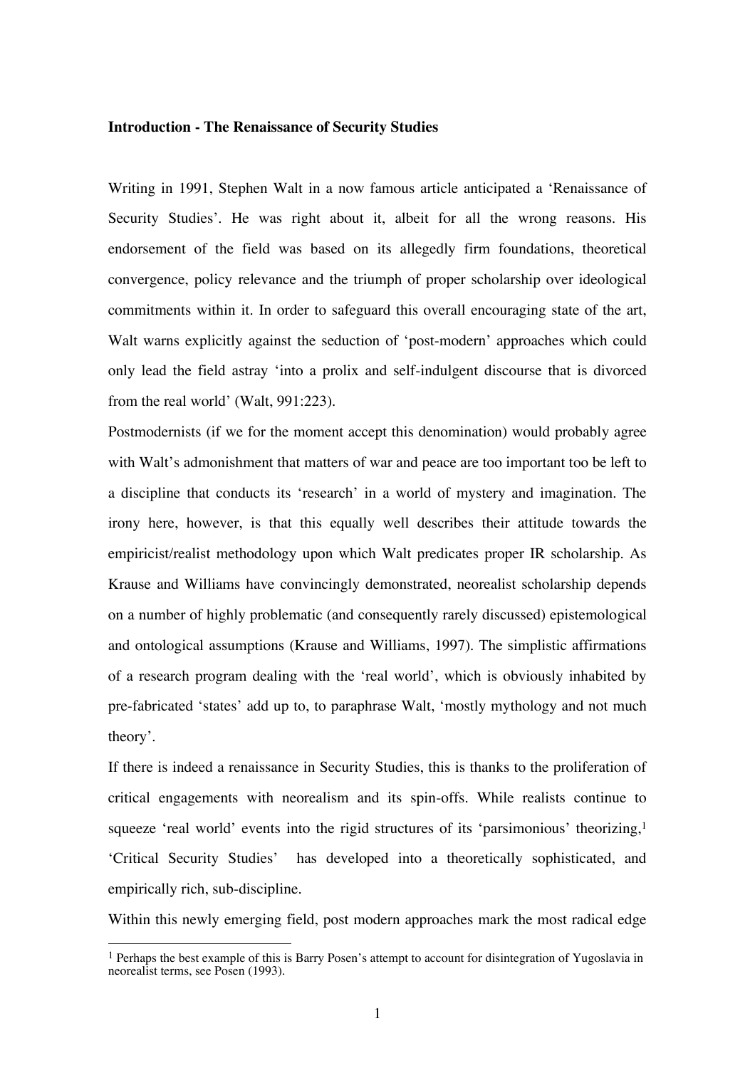**Introduction - The Renaissance of Security Studies**

Writing in 1991, Stephen Walt in a now famous article anticipated a 'Renaissance of Security Studies'. He was right about it, albeit for all the wrong reasons. His endorsement of the field was based on its allegedly firm foundations, theoretical convergence, policy relevance and the triumph of proper scholarship over ideological commitments within it. In order to safeguard this overall encouraging state of the art, Walt warns explicitly against the seduction of 'post-modern' approaches which could only lead the field astray 'into a prolix and self-indulgent discourse that is divorced from the real world' (Walt, 991:223).

Postmodernists (if we for the moment accept this denomination) would probably agree with Walt's admonishment that matters of war and peace are too important too be left to a discipline that conducts its 'research' in a world of mystery and imagination. The irony here, however, is that this equally well describes their attitude towards the empiricist/realist methodology upon which Walt predicates proper IR scholarship. As Krause and Williams have convincingly demonstrated, neorealist scholarship depends on a number of highly problematic (and consequently rarely discussed) epistemological and ontological assumptions (Krause and Williams, 1997). The simplistic affirmations of a research program dealing with the 'real world', which is obviously inhabited by pre-fabricated 'states' add up to, to paraphrase Walt, 'mostly mythology and not much theory'.

If there is indeed a renaissance in Security Studies, this is thanks to the proliferation of critical engagements with neorealism and its spin-offs. While realists continue to squeeze 'real world' events into the rigid structures of its 'parsimonious' theorizing,[1] 'Critical Security Studies' has developed into a theoretically sophisticated, and empirically rich, sub-discipline.

Within this newly emerging field, post modern approaches mark the most radical edge

[1] Perhaps the best example of this is Barry Posen's attempt to account for disintegration of Yugoslavia in neorealist terms, see Posen (1993).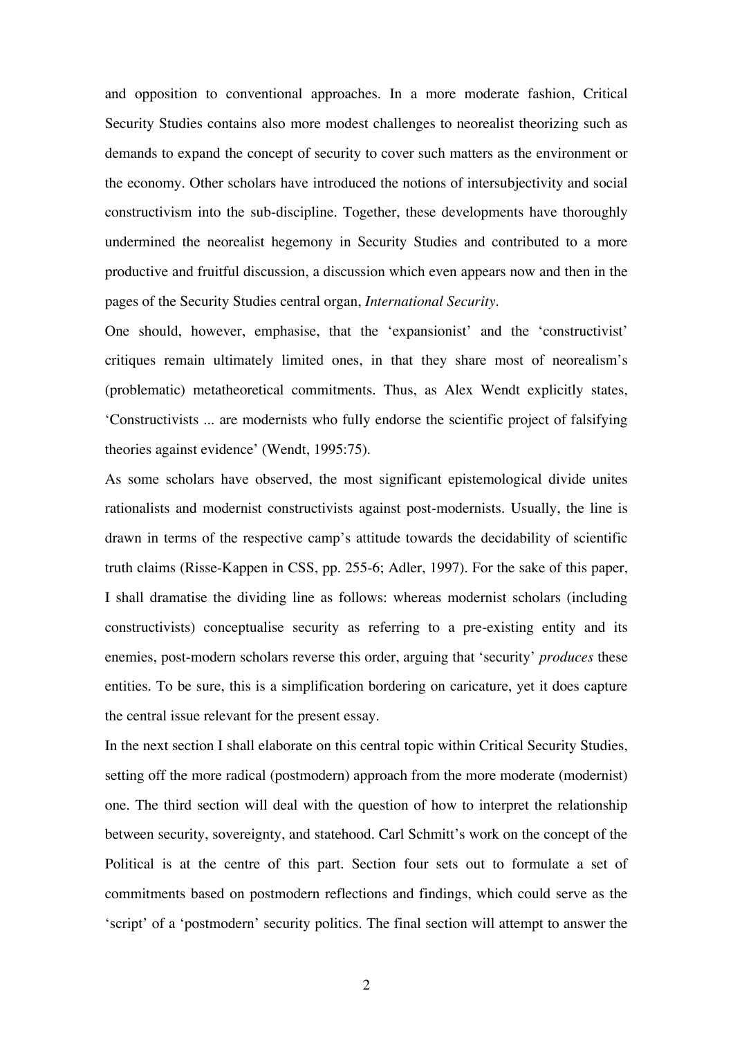and opposition to conventional approaches. In a more moderate fashion, Critical Security Studies contains also more modest challenges to neorealist theorizing such as demands to expand the concept of security to cover such matters as the environment or the economy. Other scholars have introduced the notions of intersubjectivity and social constructivism into the sub-discipline. Together, these developments have thoroughly undermined the neorealist hegemony in Security Studies and contributed to a more productive and fruitful discussion, a discussion which even appears now and then in the pages of the Security Studies central organ, *International Security*.

One should, however, emphasise, that the 'expansionist' and the 'constructivist' critiques remain ultimately limited ones, in that they share most of neorealism's (problematic) metatheoretical commitments. Thus, as Alex Wendt explicitly states, 'Constructivists ... are modernists who fully endorse the scientific project of falsifying theories against evidence' (Wendt, 1995:75).

As some scholars have observed, the most significant epistemological divide unites rationalists and modernist constructivists against post-modernists. Usually, the line is drawn in terms of the respective camp's attitude towards the decidability of scientific truth claims (Risse-Kappen in CSS, pp. 255-6; Adler, 1997). For the sake of this paper, I shall dramatise the dividing line as follows: whereas modernist scholars (including constructivists) conceptualise security as referring to a pre-existing entity and its enemies, post-modern scholars reverse this order, arguing that 'security' *produces* these entities. To be sure, this is a simplification bordering on caricature, yet it does capture the central issue relevant for the present essay.

In the next section I shall elaborate on this central topic within Critical Security Studies, setting off the more radical (postmodern) approach from the more moderate (modernist) one. The third section will deal with the question of how to interpret the relationship between security, sovereignty, and statehood. Carl Schmitt's work on the concept of the Political is at the centre of this part. Section four sets out to formulate a set of commitments based on postmodern reflections and findings, which could serve as the 'script' of a 'postmodern' security politics. The final section will attempt to answer the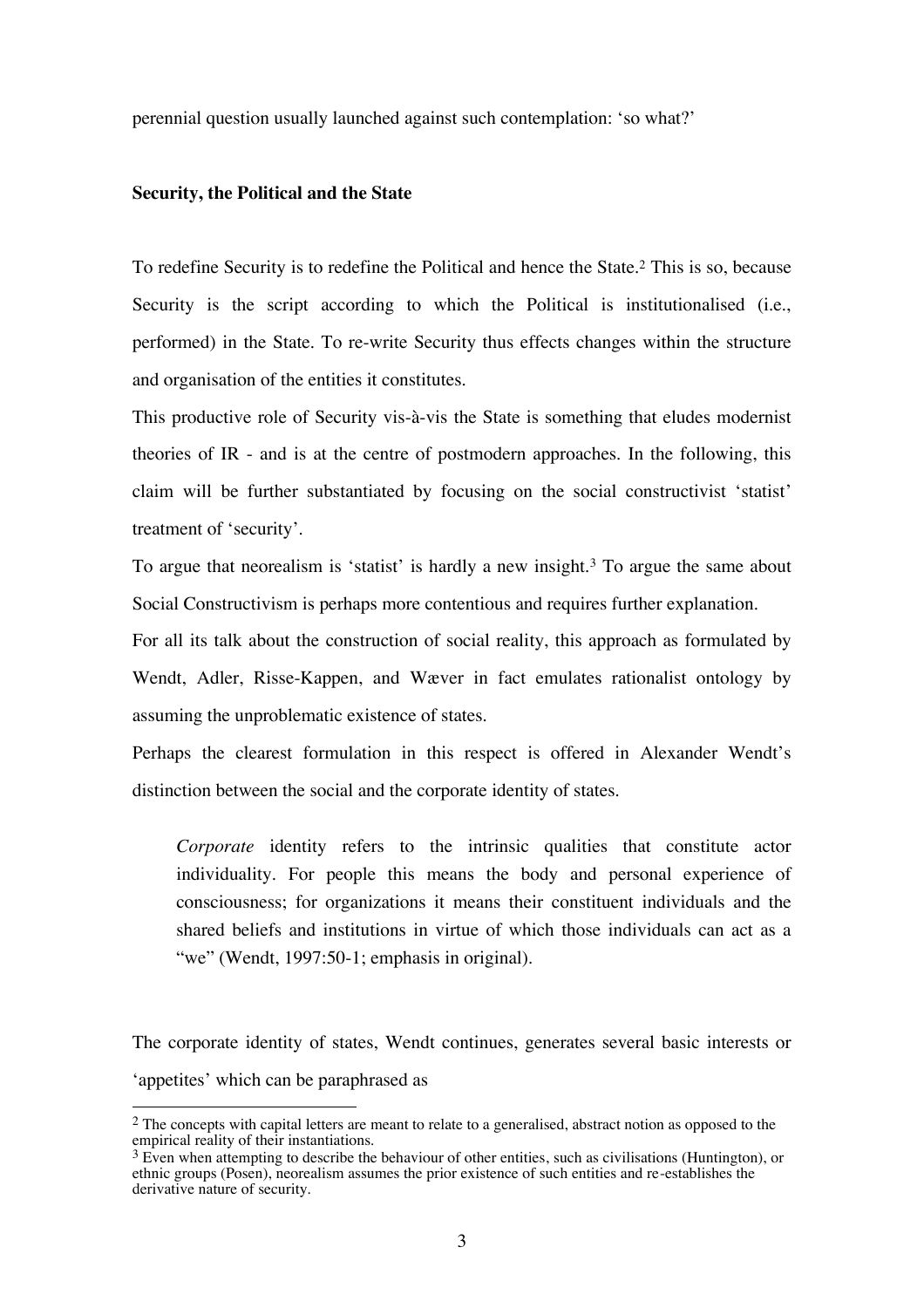perennial question usually launched against such contemplation: 'so what?'

**Security, the Political and the State**

To redefine Security is to redefine the Political and hence the State.[2] This is so, because Security is the script according to which the Political is institutionalised (i.e., performed) in the State. To re-write Security thus effects changes within the structure and organisation of the entities it constitutes.

This productive role of Security vis-à-vis the State is something that eludes modernist theories of IR - and is at the centre of postmodern approaches. In the following, this claim will be further substantiated by focusing on the social constructivist 'statist' treatment of 'security'.

To argue that neorealism is 'statist' is hardly a new insight.[3] To argue the same about Social Constructivism is perhaps more contentious and requires further explanation.

For all its talk about the construction of social reality, this approach as formulated by Wendt, Adler, Risse-Kappen, and Wæver in fact emulates rationalist ontology by assuming the unproblematic existence of states.

Perhaps the clearest formulation in this respect is offered in Alexander Wendt's distinction between the social and the corporate identity of states.

> *Corporate* identity refers to the intrinsic qualities that constitute actor individuality. For people this means the body and personal experience of consciousness; for organizations it means their constituent individuals and the shared beliefs and institutions in virtue of which those individuals can act as a "we" (Wendt, 1997:50-1; emphasis in original).

The corporate identity of states, Wendt continues, generates several basic interests or 'appetites' which can be paraphrased as

---

[2] The concepts with capital letters are meant to relate to a generalised, abstract notion as opposed to the empirical reality of their instantiations.

[3] Even when attempting to describe the behaviour of other entities, such as civilisations (Huntington), or ethnic groups (Posen), neorealism assumes the prior existence of such entities and re-establishes the derivative nature of security.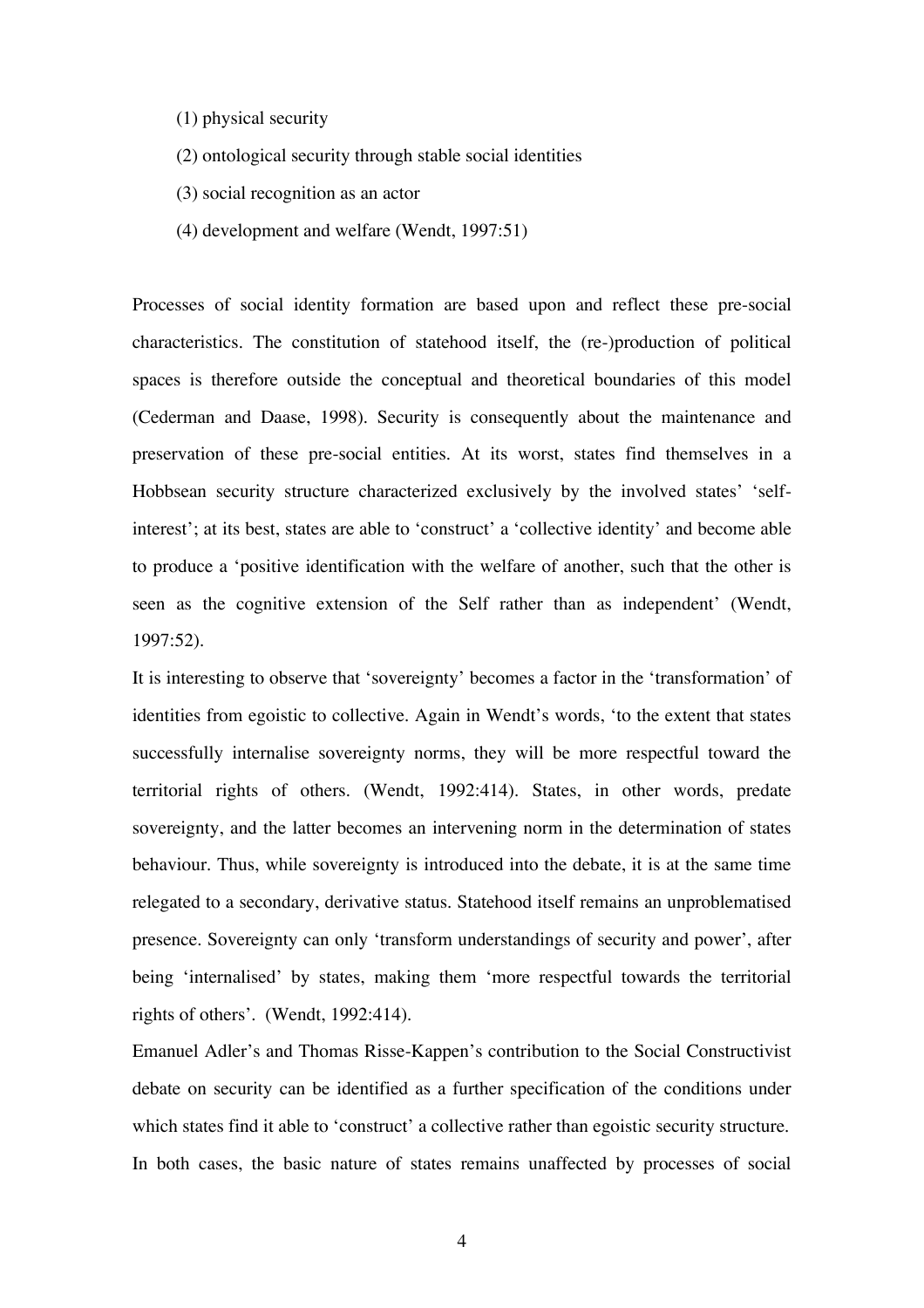(1) physical security

(2) ontological security through stable social identities

(3) social recognition as an actor

(4) development and welfare (Wendt, 1997:51)

Processes of social identity formation are based upon and reflect these pre-social characteristics. The constitution of statehood itself, the (re-)production of political spaces is therefore outside the conceptual and theoretical boundaries of this model (Cederman and Daase, 1998). Security is consequently about the maintenance and preservation of these pre-social entities. At its worst, states find themselves in a Hobbsean security structure characterized exclusively by the involved states' 'self-interest'; at its best, states are able to 'construct' a 'collective identity' and become able to produce a 'positive identification with the welfare of another, such that the other is seen as the cognitive extension of the Self rather than as independent' (Wendt, 1997:52).

It is interesting to observe that 'sovereignty' becomes a factor in the 'transformation' of identities from egoistic to collective. Again in Wendt's words, 'to the extent that states successfully internalise sovereignty norms, they will be more respectful toward the territorial rights of others. (Wendt, 1992:414). States, in other words, predate sovereignty, and the latter becomes an intervening norm in the determination of states behaviour. Thus, while sovereignty is introduced into the debate, it is at the same time relegated to a secondary, derivative status. Statehood itself remains an unproblematised presence. Sovereignty can only 'transform understandings of security and power', after being 'internalised' by states, making them 'more respectful towards the territorial rights of others'. (Wendt, 1992:414).

Emanuel Adler's and Thomas Risse-Kappen's contribution to the Social Constructivist debate on security can be identified as a further specification of the conditions under which states find it able to 'construct' a collective rather than egoistic security structure. In both cases, the basic nature of states remains unaffected by processes of social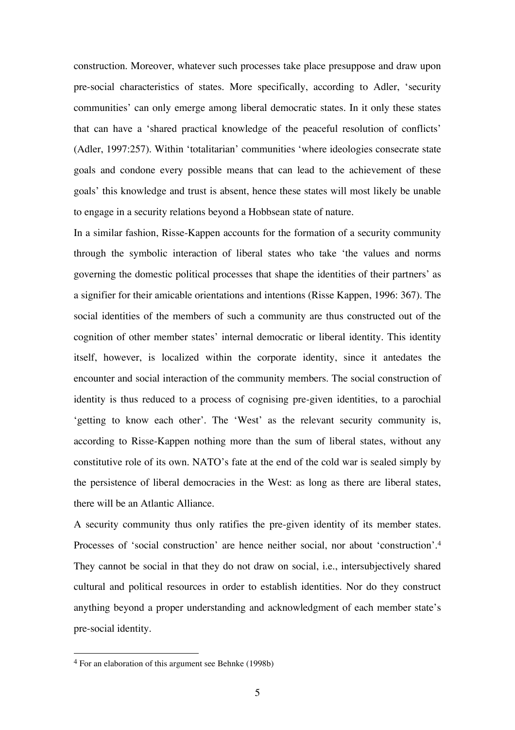construction. Moreover, whatever such processes take place presuppose and draw upon pre-social characteristics of states. More specifically, according to Adler, 'security communities' can only emerge among liberal democratic states. In it only these states that can have a 'shared practical knowledge of the peaceful resolution of conflicts' (Adler, 1997:257). Within 'totalitarian' communities 'where ideologies consecrate state goals and condone every possible means that can lead to the achievement of these goals' this knowledge and trust is absent, hence these states will most likely be unable to engage in a security relations beyond a Hobbsean state of nature.

In a similar fashion, Risse-Kappen accounts for the formation of a security community through the symbolic interaction of liberal states who take 'the values and norms governing the domestic political processes that shape the identities of their partners' as a signifier for their amicable orientations and intentions (Risse Kappen, 1996: 367). The social identities of the members of such a community are thus constructed out of the cognition of other member states' internal democratic or liberal identity. This identity itself, however, is localized within the corporate identity, since it antedates the encounter and social interaction of the community members. The social construction of identity is thus reduced to a process of cognising pre-given identities, to a parochial 'getting to know each other'. The 'West' as the relevant security community is, according to Risse-Kappen nothing more than the sum of liberal states, without any constitutive role of its own. NATO's fate at the end of the cold war is sealed simply by the persistence of liberal democracies in the West: as long as there are liberal states, there will be an Atlantic Alliance.

A security community thus only ratifies the pre-given identity of its member states. Processes of 'social construction' are hence neither social, nor about 'construction'.[4] They cannot be social in that they do not draw on social, i.e., intersubjectively shared cultural and political resources in order to establish identities. Nor do they construct anything beyond a proper understanding and acknowledgment of each member state's pre-social identity.

[4] For an elaboration of this argument see Behnke (1998b)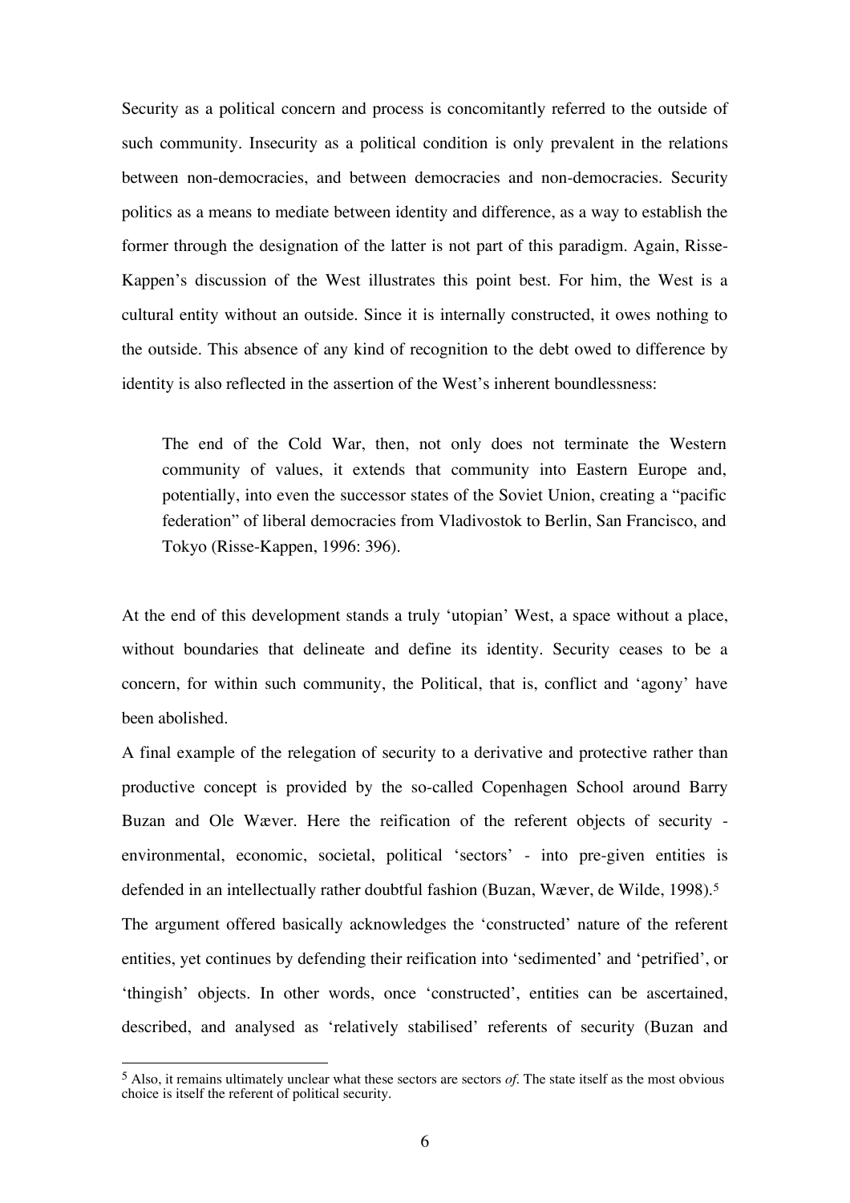Security as a political concern and process is concomitantly referred to the outside of such community. Insecurity as a political condition is only prevalent in the relations between non-democracies, and between democracies and non-democracies. Security politics as a means to mediate between identity and difference, as a way to establish the former through the designation of the latter is not part of this paradigm. Again, Risse-Kappen's discussion of the West illustrates this point best. For him, the West is a cultural entity without an outside. Since it is internally constructed, it owes nothing to the outside. This absence of any kind of recognition to the debt owed to difference by identity is also reflected in the assertion of the West's inherent boundlessness:

> The end of the Cold War, then, not only does not terminate the Western community of values, it extends that community into Eastern Europe and, potentially, into even the successor states of the Soviet Union, creating a "pacific federation" of liberal democracies from Vladivostok to Berlin, San Francisco, and Tokyo (Risse-Kappen, 1996: 396).

At the end of this development stands a truly 'utopian' West, a space without a place, without boundaries that delineate and define its identity. Security ceases to be a concern, for within such community, the Political, that is, conflict and 'agony' have been abolished.

A final example of the relegation of security to a derivative and protective rather than productive concept is provided by the so-called Copenhagen School around Barry Buzan and Ole Wæver. Here the reification of the referent objects of security - environmental, economic, societal, political 'sectors' - into pre-given entities is defended in an intellectually rather doubtful fashion (Buzan, Wæver, de Wilde, 1998).[5] The argument offered basically acknowledges the 'constructed' nature of the referent entities, yet continues by defending their reification into 'sedimented' and 'petrified', or 'thingish' objects. In other words, once 'constructed', entities can be ascertained, described, and analysed as 'relatively stabilised' referents of security (Buzan and

[5] Also, it remains ultimately unclear what these sectors are sectors *of*. The state itself as the most obvious choice is itself the referent of political security.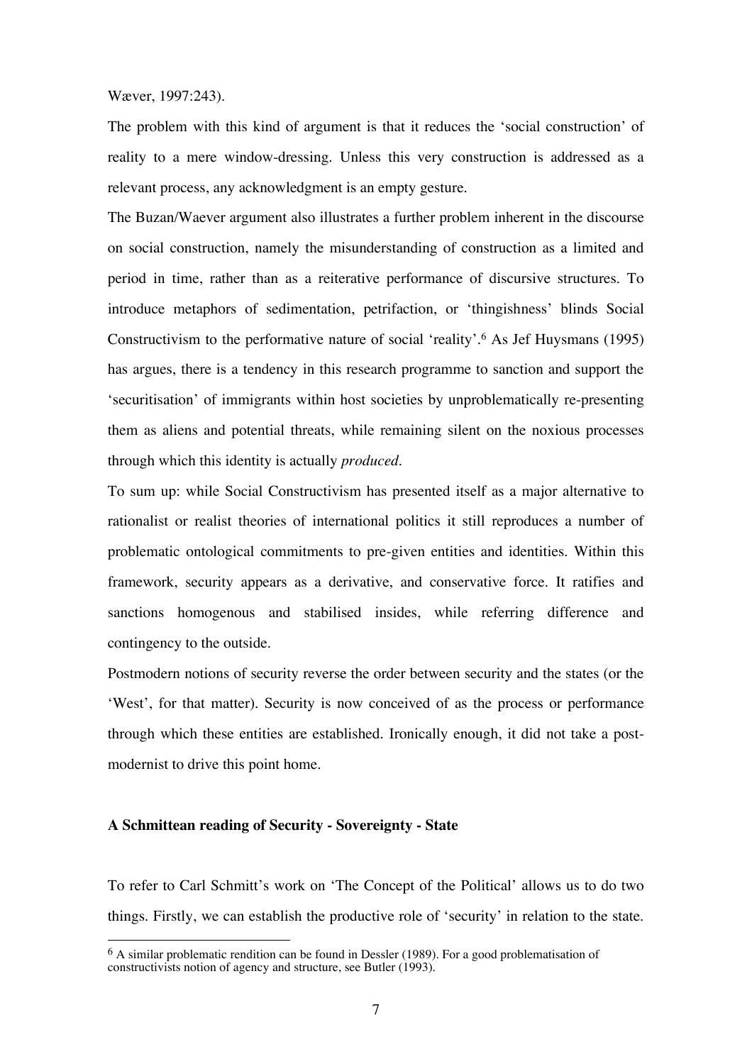Wæver, 1997:243).

The problem with this kind of argument is that it reduces the 'social construction' of reality to a mere window-dressing. Unless this very construction is addressed as a relevant process, any acknowledgment is an empty gesture.

The Buzan/Waever argument also illustrates a further problem inherent in the discourse on social construction, namely the misunderstanding of construction as a limited and period in time, rather than as a reiterative performance of discursive structures. To introduce metaphors of sedimentation, petrifaction, or 'thingishness' blinds Social Constructivism to the performative nature of social 'reality'.[6] As Jef Huysmans (1995) has argues, there is a tendency in this research programme to sanction and support the 'securitisation' of immigrants within host societies by unproblematically re-presenting them as aliens and potential threats, while remaining silent on the noxious processes through which this identity is actually *produced*.

To sum up: while Social Constructivism has presented itself as a major alternative to rationalist or realist theories of international politics it still reproduces a number of problematic ontological commitments to pre-given entities and identities. Within this framework, security appears as a derivative, and conservative force. It ratifies and sanctions homogenous and stabilised insides, while referring difference and contingency to the outside.

Postmodern notions of security reverse the order between security and the states (or the 'West', for that matter). Security is now conceived of as the process or performance through which these entities are established. Ironically enough, it did not take a post-modernist to drive this point home.

### A Schmittean reading of Security - Sovereignty - State

To refer to Carl Schmitt's work on 'The Concept of the Political' allows us to do two things. Firstly, we can establish the productive role of 'security' in relation to the state.

[6] A similar problematic rendition can be found in Dessler (1989). For a good problematisation of constructivists notion of agency and structure, see Butler (1993).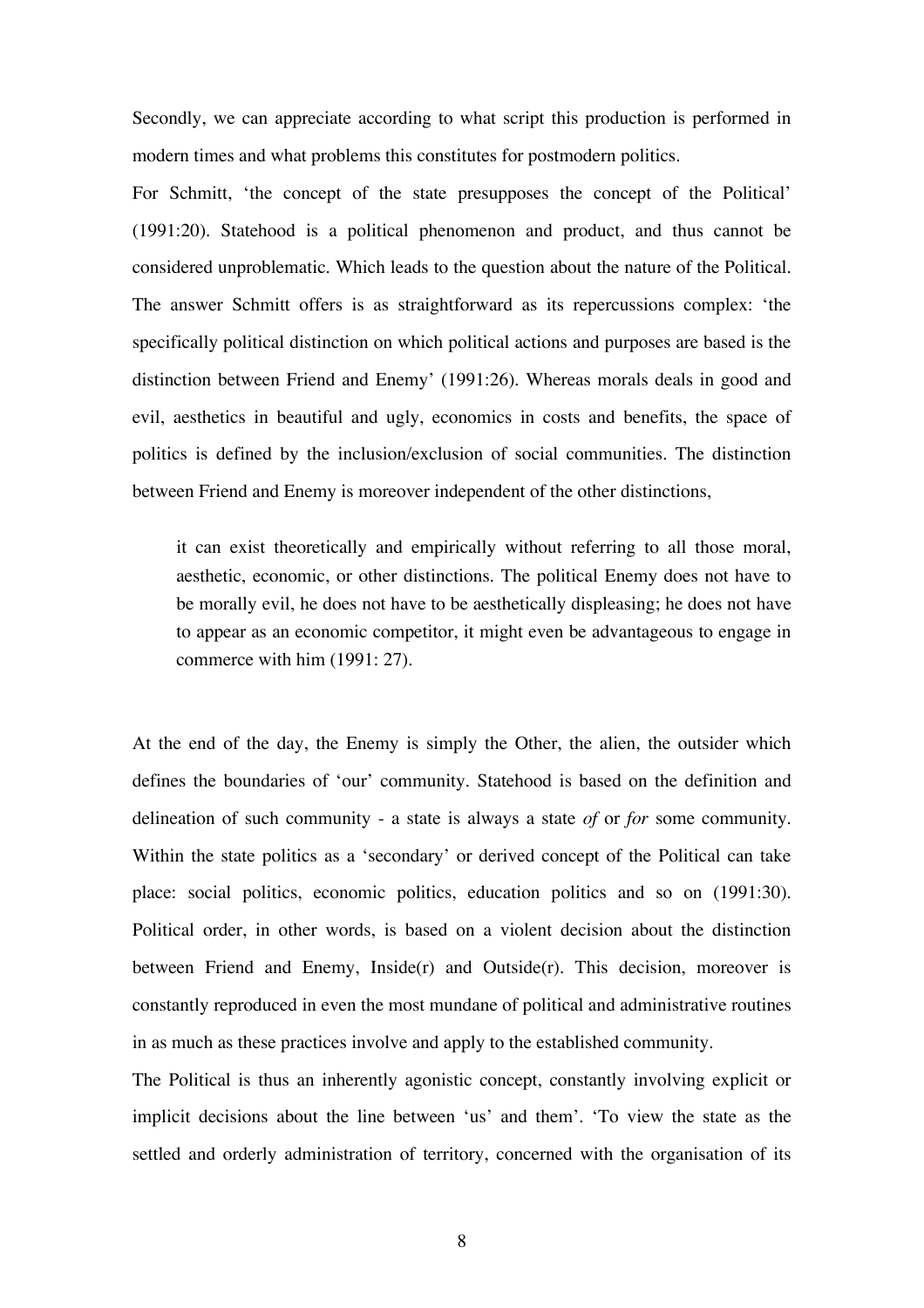Secondly, we can appreciate according to what script this production is performed in modern times and what problems this constitutes for postmodern politics.

For Schmitt, 'the concept of the state presupposes the concept of the Political' (1991:20). Statehood is a political phenomenon and product, and thus cannot be considered unproblematic. Which leads to the question about the nature of the Political. The answer Schmitt offers is as straightforward as its repercussions complex: 'the specifically political distinction on which political actions and purposes are based is the distinction between Friend and Enemy' (1991:26). Whereas morals deals in good and evil, aesthetics in beautiful and ugly, economics in costs and benefits, the space of politics is defined by the inclusion/exclusion of social communities. The distinction between Friend and Enemy is moreover independent of the other distinctions,

> it can exist theoretically and empirically without referring to all those moral, aesthetic, economic, or other distinctions. The political Enemy does not have to be morally evil, he does not have to be aesthetically displeasing; he does not have to appear as an economic competitor, it might even be advantageous to engage in commerce with him (1991: 27).

At the end of the day, the Enemy is simply the Other, the alien, the outsider which defines the boundaries of 'our' community. Statehood is based on the definition and delineation of such community - a state is always a state *of* or *for* some community. Within the state politics as a 'secondary' or derived concept of the Political can take place: social politics, economic politics, education politics and so on (1991:30). Political order, in other words, is based on a violent decision about the distinction between Friend and Enemy, Inside(r) and Outside(r). This decision, moreover is constantly reproduced in even the most mundane of political and administrative routines in as much as these practices involve and apply to the established community.

The Political is thus an inherently agonistic concept, constantly involving explicit or implicit decisions about the line between 'us' and them'. 'To view the state as the settled and orderly administration of territory, concerned with the organisation of its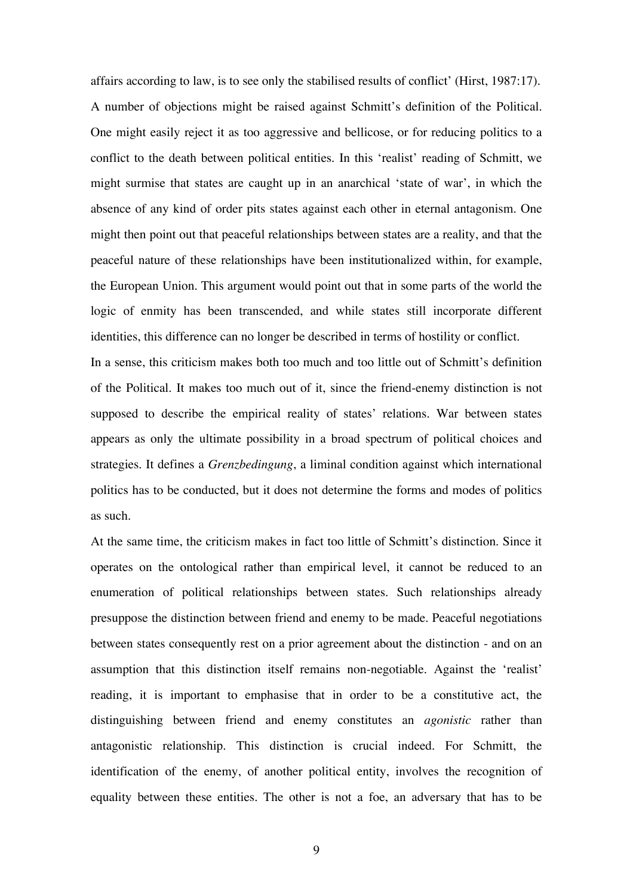affairs according to law, is to see only the stabilised results of conflict' (Hirst, 1987:17). A number of objections might be raised against Schmitt's definition of the Political. One might easily reject it as too aggressive and bellicose, or for reducing politics to a conflict to the death between political entities. In this 'realist' reading of Schmitt, we might surmise that states are caught up in an anarchical 'state of war', in which the absence of any kind of order pits states against each other in eternal antagonism. One might then point out that peaceful relationships between states are a reality, and that the peaceful nature of these relationships have been institutionalized within, for example, the European Union. This argument would point out that in some parts of the world the logic of enmity has been transcended, and while states still incorporate different identities, this difference can no longer be described in terms of hostility or conflict.

In a sense, this criticism makes both too much and too little out of Schmitt's definition of the Political. It makes too much out of it, since the friend-enemy distinction is not supposed to describe the empirical reality of states' relations. War between states appears as only the ultimate possibility in a broad spectrum of political choices and strategies. It defines a *Grenzbedingung*, a liminal condition against which international politics has to be conducted, but it does not determine the forms and modes of politics as such.

At the same time, the criticism makes in fact too little of Schmitt's distinction. Since it operates on the ontological rather than empirical level, it cannot be reduced to an enumeration of political relationships between states. Such relationships already presuppose the distinction between friend and enemy to be made. Peaceful negotiations between states consequently rest on a prior agreement about the distinction - and on an assumption that this distinction itself remains non-negotiable. Against the 'realist' reading, it is important to emphasise that in order to be a constitutive act, the distinguishing between friend and enemy constitutes an *agonistic* rather than antagonistic relationship. This distinction is crucial indeed. For Schmitt, the identification of the enemy, of another political entity, involves the recognition of equality between these entities. The other is not a foe, an adversary that has to be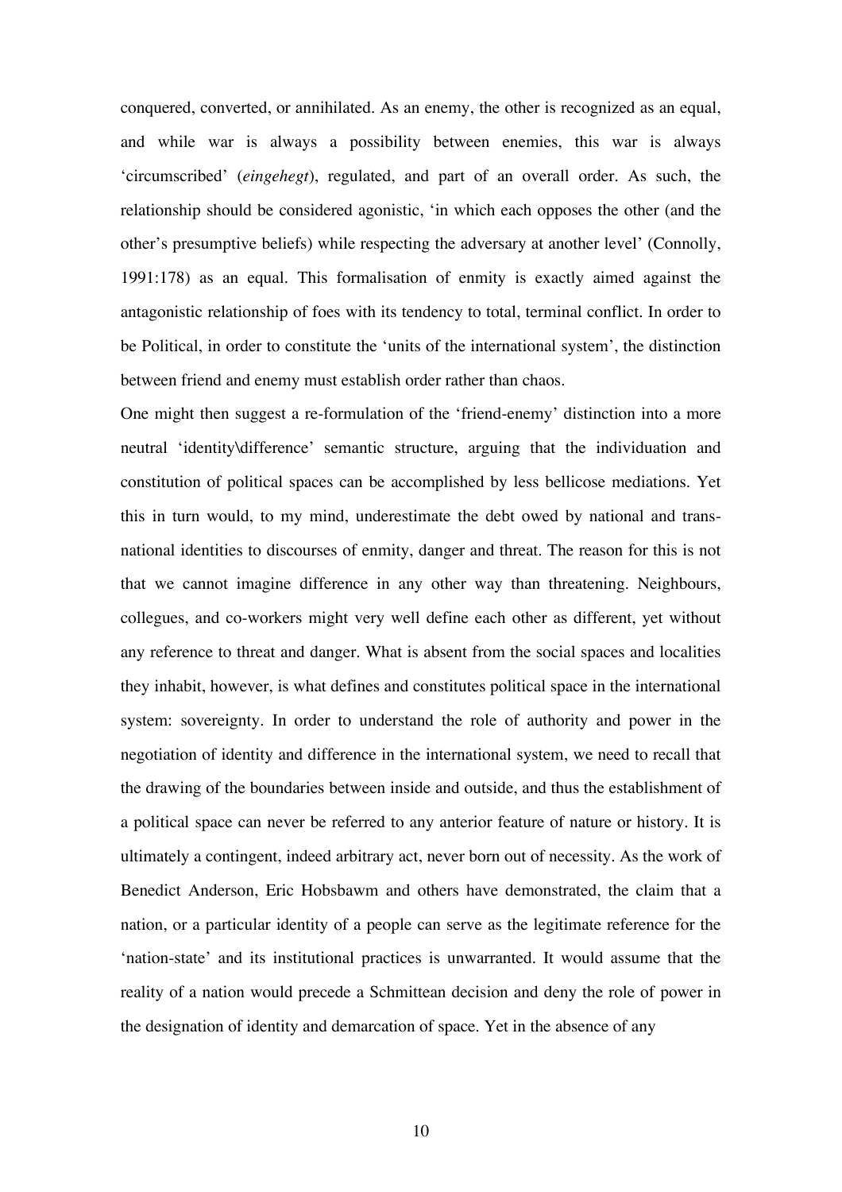conquered, converted, or annihilated. As an enemy, the other is recognized as an equal, and while war is always a possibility between enemies, this war is always 'circumscribed' (*eingehegt*), regulated, and part of an overall order. As such, the relationship should be considered agonistic, 'in which each opposes the other (and the other's presumptive beliefs) while respecting the adversary at another level' (Connolly, 1991:178) as an equal. This formalisation of enmity is exactly aimed against the antagonistic relationship of foes with its tendency to total, terminal conflict. In order to be Political, in order to constitute the 'units of the international system', the distinction between friend and enemy must establish order rather than chaos.

One might then suggest a re-formulation of the 'friend-enemy' distinction into a more neutral 'identity\difference' semantic structure, arguing that the individuation and constitution of political spaces can be accomplished by less bellicose mediations. Yet this in turn would, to my mind, underestimate the debt owed by national and trans-national identities to discourses of enmity, danger and threat. The reason for this is not that we cannot imagine difference in any other way than threatening. Neighbours, collegues, and co-workers might very well define each other as different, yet without any reference to threat and danger. What is absent from the social spaces and localities they inhabit, however, is what defines and constitutes political space in the international system: sovereignty. In order to understand the role of authority and power in the negotiation of identity and difference in the international system, we need to recall that the drawing of the boundaries between inside and outside, and thus the establishment of a political space can never be referred to any anterior feature of nature or history. It is ultimately a contingent, indeed arbitrary act, never born out of necessity. As the work of Benedict Anderson, Eric Hobsbawm and others have demonstrated, the claim that a nation, or a particular identity of a people can serve as the legitimate reference for the 'nation-state' and its institutional practices is unwarranted. It would assume that the reality of a nation would precede a Schmittean decision and deny the role of power in the designation of identity and demarcation of space. Yet in the absence of any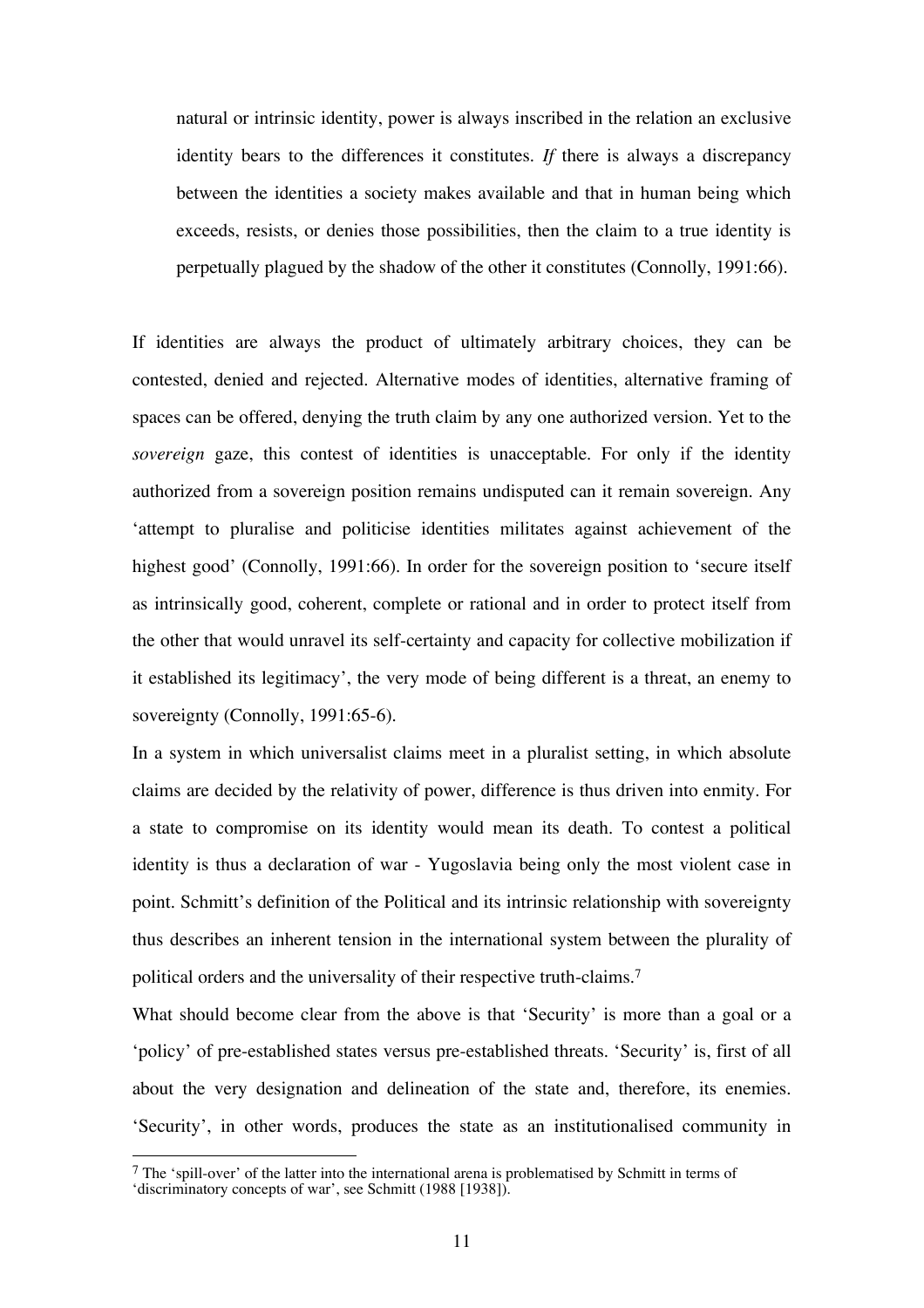> natural or intrinsic identity, power is always inscribed in the relation an exclusive identity bears to the differences it constitutes. *If* there is always a discrepancy between the identities a society makes available and that in human being which exceeds, resists, or denies those possibilities, then the claim to a true identity is perpetually plagued by the shadow of the other it constitutes (Connolly, 1991:66).

If identities are always the product of ultimately arbitrary choices, they can be contested, denied and rejected. Alternative modes of identities, alternative framing of spaces can be offered, denying the truth claim by any one authorized version. Yet to the *sovereign* gaze, this contest of identities is unacceptable. For only if the identity authorized from a sovereign position remains undisputed can it remain sovereign. Any 'attempt to pluralise and politicise identities militates against achievement of the highest good' (Connolly, 1991:66). In order for the sovereign position to 'secure itself as intrinsically good, coherent, complete or rational and in order to protect itself from the other that would unravel its self-certainty and capacity for collective mobilization if it established its legitimacy', the very mode of being different is a threat, an enemy to sovereignty (Connolly, 1991:65-6).

In a system in which universalist claims meet in a pluralist setting, in which absolute claims are decided by the relativity of power, difference is thus driven into enmity. For a state to compromise on its identity would mean its death. To contest a political identity is thus a declaration of war - Yugoslavia being only the most violent case in point. Schmitt's definition of the Political and its intrinsic relationship with sovereignty thus describes an inherent tension in the international system between the plurality of political orders and the universality of their respective truth-claims.[7]

What should become clear from the above is that 'Security' is more than a goal or a 'policy' of pre-established states versus pre-established threats. 'Security' is, first of all about the very designation and delineation of the state and, therefore, its enemies. 'Security', in other words, produces the state as an institutionalised community in

[7] The 'spill-over' of the latter into the international arena is problematised by Schmitt in terms of 'discriminatory concepts of war', see Schmitt (1988 [1938]).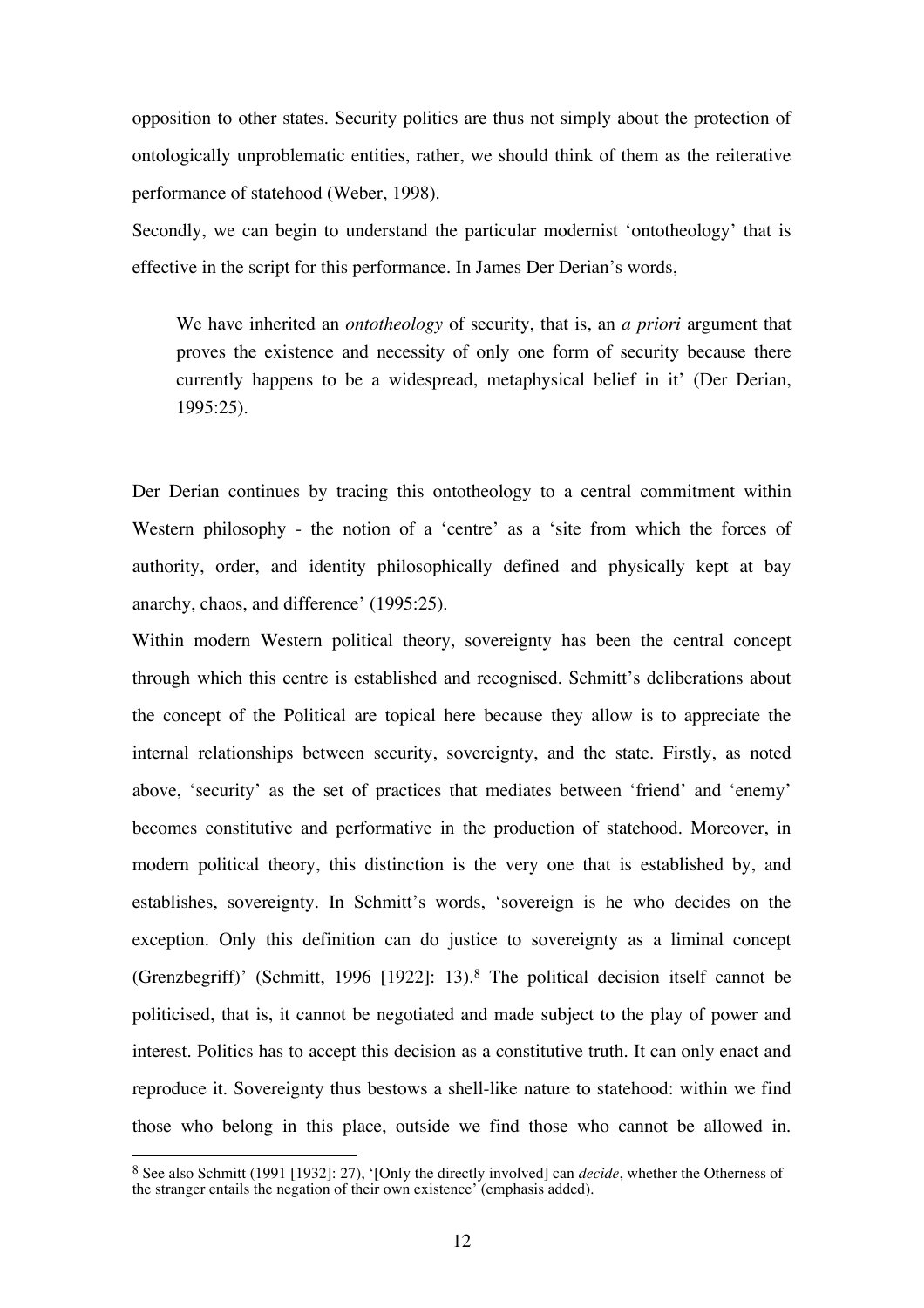opposition to other states. Security politics are thus not simply about the protection of ontologically unproblematic entities, rather, we should think of them as the reiterative performance of statehood (Weber, 1998).

Secondly, we can begin to understand the particular modernist 'ontotheology' that is effective in the script for this performance. In James Der Derian's words,

> We have inherited an *ontotheology* of security, that is, an *a priori* argument that proves the existence and necessity of only one form of security because there currently happens to be a widespread, metaphysical belief in it' (Der Derian, 1995:25).

Der Derian continues by tracing this ontotheology to a central commitment within Western philosophy - the notion of a 'centre' as a 'site from which the forces of authority, order, and identity philosophically defined and physically kept at bay anarchy, chaos, and difference' (1995:25).

Within modern Western political theory, sovereignty has been the central concept through which this centre is established and recognised. Schmitt's deliberations about the concept of the Political are topical here because they allow is to appreciate the internal relationships between security, sovereignty, and the state. Firstly, as noted above, 'security' as the set of practices that mediates between 'friend' and 'enemy' becomes constitutive and performative in the production of statehood. Moreover, in modern political theory, this distinction is the very one that is established by, and establishes, sovereignty. In Schmitt's words, 'sovereign is he who decides on the exception. Only this definition can do justice to sovereignty as a liminal concept (Grenzbegriff)' (Schmitt, 1996 [1922]: 13).[8] The political decision itself cannot be politicised, that is, it cannot be negotiated and made subject to the play of power and interest. Politics has to accept this decision as a constitutive truth. It can only enact and reproduce it. Sovereignty thus bestows a shell-like nature to statehood: within we find those who belong in this place, outside we find those who cannot be allowed in.

[8] See also Schmitt (1991 [1932]: 27), '[Only the directly involved] can *decide*, whether the Otherness of the stranger entails the negation of their own existence' (emphasis added).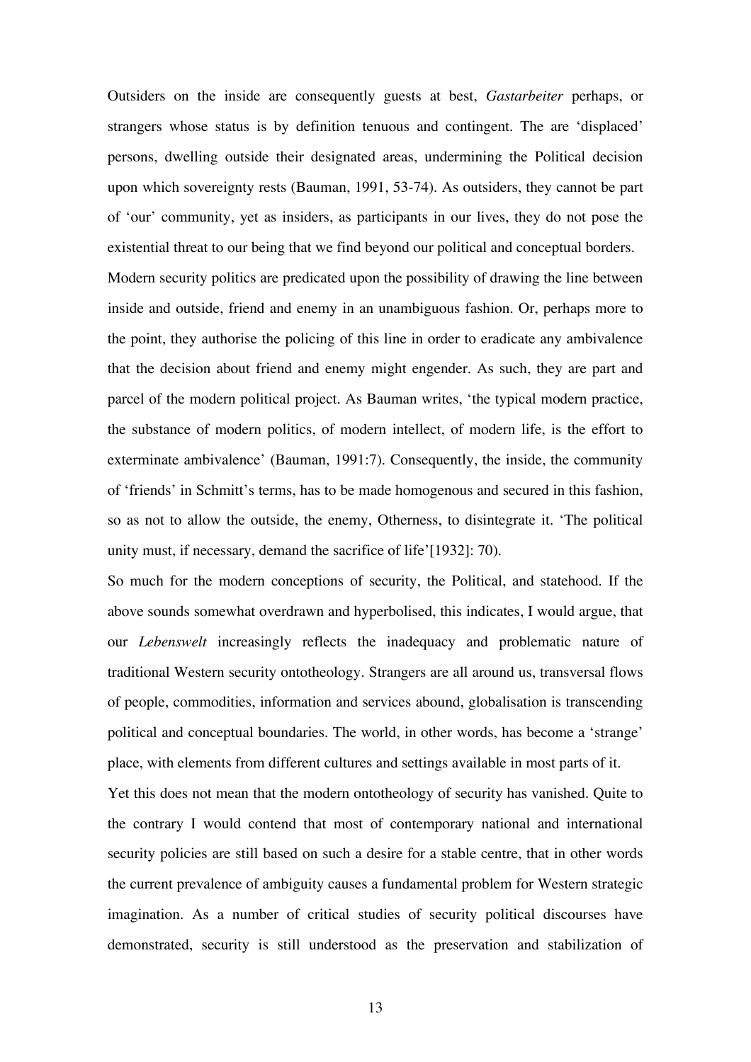Outsiders on the inside are consequently guests at best, *Gastarbeiter* perhaps, or strangers whose status is by definition tenuous and contingent. The are 'displaced' persons, dwelling outside their designated areas, undermining the Political decision upon which sovereignty rests (Bauman, 1991, 53-74). As outsiders, they cannot be part of 'our' community, yet as insiders, as participants in our lives, they do not pose the existential threat to our being that we find beyond our political and conceptual borders.

Modern security politics are predicated upon the possibility of drawing the line between inside and outside, friend and enemy in an unambiguous fashion. Or, perhaps more to the point, they authorise the policing of this line in order to eradicate any ambivalence that the decision about friend and enemy might engender. As such, they are part and parcel of the modern political project. As Bauman writes, 'the typical modern practice, the substance of modern politics, of modern intellect, of modern life, is the effort to exterminate ambivalence' (Bauman, 1991:7). Consequently, the inside, the community of 'friends' in Schmitt's terms, has to be made homogenous and secured in this fashion, so as not to allow the outside, the enemy, Otherness, to disintegrate it. 'The political unity must, if necessary, demand the sacrifice of life'[1932]: 70).

So much for the modern conceptions of security, the Political, and statehood. If the above sounds somewhat overdrawn and hyperbolised, this indicates, I would argue, that our *Lebenswelt* increasingly reflects the inadequacy and problematic nature of traditional Western security ontotheology. Strangers are all around us, transversal flows of people, commodities, information and services abound, globalisation is transcending political and conceptual boundaries. The world, in other words, has become a 'strange' place, with elements from different cultures and settings available in most parts of it.

Yet this does not mean that the modern ontotheology of security has vanished. Quite to the contrary I would contend that most of contemporary national and international security policies are still based on such a desire for a stable centre, that in other words the current prevalence of ambiguity causes a fundamental problem for Western strategic imagination. As a number of critical studies of security political discourses have demonstrated, security is still understood as the preservation and stabilization of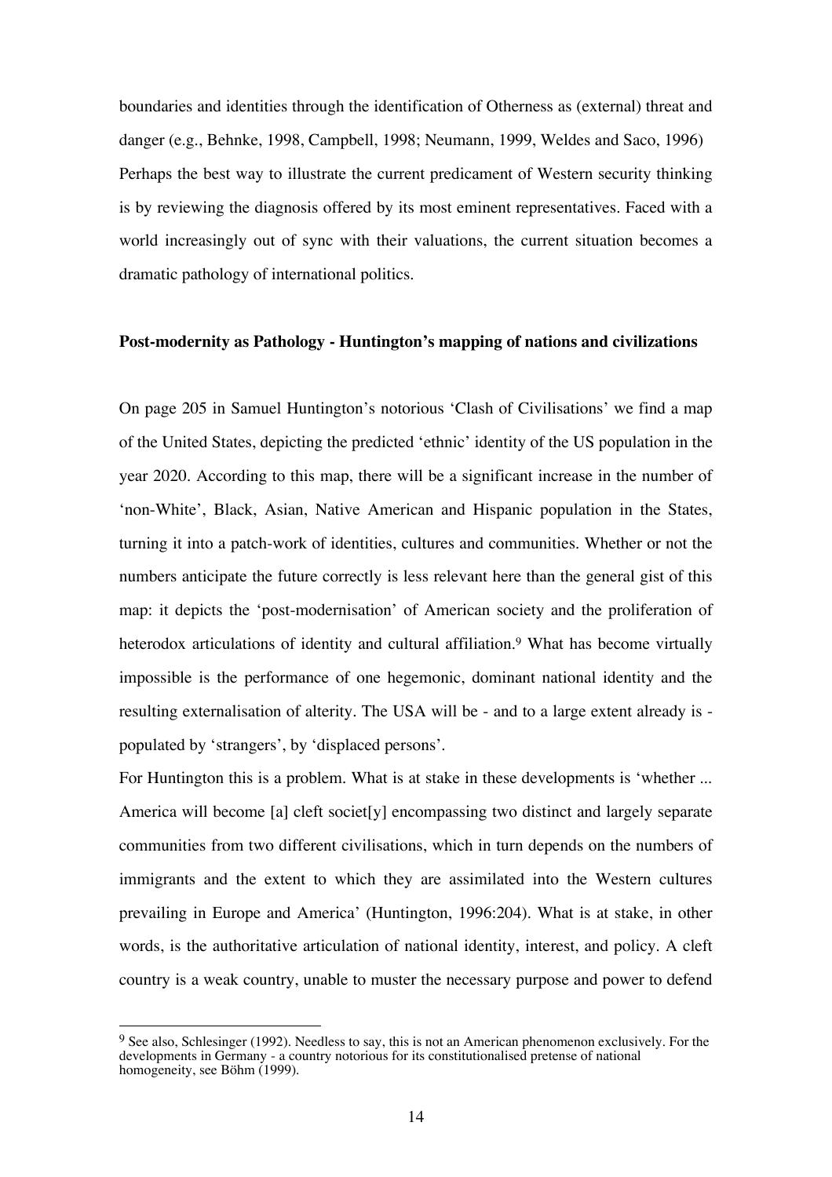boundaries and identities through the identification of Otherness as (external) threat and danger (e.g., Behnke, 1998, Campbell, 1998; Neumann, 1999, Weldes and Saco, 1996) Perhaps the best way to illustrate the current predicament of Western security thinking is by reviewing the diagnosis offered by its most eminent representatives. Faced with a world increasingly out of sync with their valuations, the current situation becomes a dramatic pathology of international politics.

**Post-modernity as Pathology - Huntington's mapping of nations and civilizations**

On page 205 in Samuel Huntington's notorious 'Clash of Civilisations' we find a map of the United States, depicting the predicted 'ethnic' identity of the US population in the year 2020. According to this map, there will be a significant increase in the number of 'non-White', Black, Asian, Native American and Hispanic population in the States, turning it into a patch-work of identities, cultures and communities. Whether or not the numbers anticipate the future correctly is less relevant here than the general gist of this map: it depicts the 'post-modernisation' of American society and the proliferation of heterodox articulations of identity and cultural affiliation.[9] What has become virtually impossible is the performance of one hegemonic, dominant national identity and the resulting externalisation of alterity. The USA will be - and to a large extent already is - populated by 'strangers', by 'displaced persons'.

For Huntington this is a problem. What is at stake in these developments is 'whether ... America will become [a] cleft societ[y] encompassing two distinct and largely separate communities from two different civilisations, which in turn depends on the numbers of immigrants and the extent to which they are assimilated into the Western cultures prevailing in Europe and America' (Huntington, 1996:204). What is at stake, in other words, is the authoritative articulation of national identity, interest, and policy. A cleft country is a weak country, unable to muster the necessary purpose and power to defend

[9] See also, Schlesinger (1992). Needless to say, this is not an American phenomenon exclusively. For the developments in Germany - a country notorious for its constitutionalised pretense of national homogeneity, see Böhm (1999).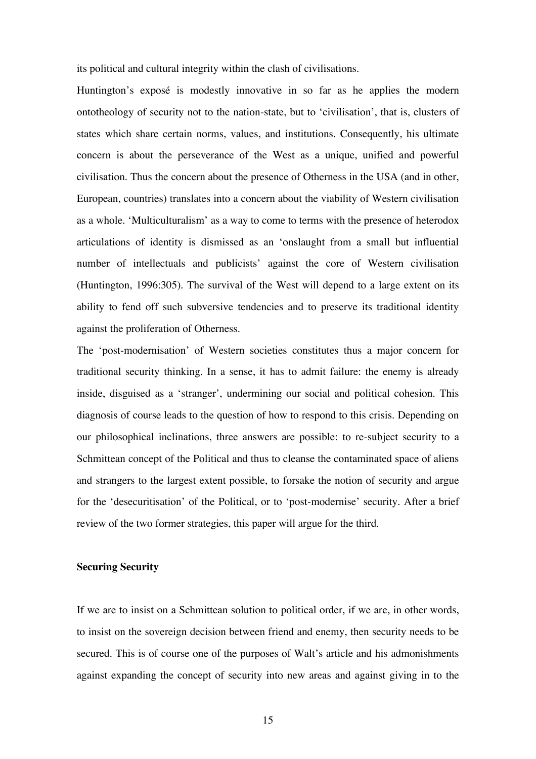its political and cultural integrity within the clash of civilisations.

Huntington's exposé is modestly innovative in so far as he applies the modern ontotheology of security not to the nation-state, but to 'civilisation', that is, clusters of states which share certain norms, values, and institutions. Consequently, his ultimate concern is about the perseverance of the West as a unique, unified and powerful civilisation. Thus the concern about the presence of Otherness in the USA (and in other, European, countries) translates into a concern about the viability of Western civilisation as a whole. 'Multiculturalism' as a way to come to terms with the presence of heterodox articulations of identity is dismissed as an 'onslaught from a small but influential number of intellectuals and publicists' against the core of Western civilisation (Huntington, 1996:305). The survival of the West will depend to a large extent on its ability to fend off such subversive tendencies and to preserve its traditional identity against the proliferation of Otherness.

The 'post-modernisation' of Western societies constitutes thus a major concern for traditional security thinking. In a sense, it has to admit failure: the enemy is already inside, disguised as a 'stranger', undermining our social and political cohesion. This diagnosis of course leads to the question of how to respond to this crisis. Depending on our philosophical inclinations, three answers are possible: to re-subject security to a Schmittean concept of the Political and thus to cleanse the contaminated space of aliens and strangers to the largest extent possible, to forsake the notion of security and argue for the 'desecuritisation' of the Political, or to 'post-modernise' security. After a brief review of the two former strategies, this paper will argue for the third.

**Securing Security**

If we are to insist on a Schmittean solution to political order, if we are, in other words, to insist on the sovereign decision between friend and enemy, then security needs to be secured. This is of course one of the purposes of Walt's article and his admonishments against expanding the concept of security into new areas and against giving in to the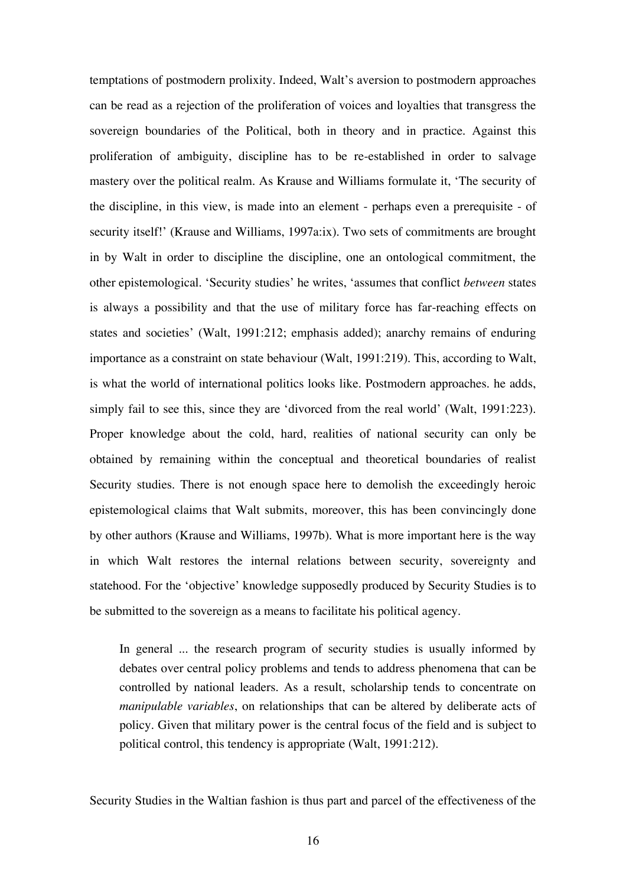temptations of postmodern prolixity. Indeed, Walt's aversion to postmodern approaches can be read as a rejection of the proliferation of voices and loyalties that transgress the sovereign boundaries of the Political, both in theory and in practice. Against this proliferation of ambiguity, discipline has to be re-established in order to salvage mastery over the political realm. As Krause and Williams formulate it, 'The security of the discipline, in this view, is made into an element - perhaps even a prerequisite - of security itself!' (Krause and Williams, 1997a:ix). Two sets of commitments are brought in by Walt in order to discipline the discipline, one an ontological commitment, the other epistemological. 'Security studies' he writes, 'assumes that conflict *between* states is always a possibility and that the use of military force has far-reaching effects on states and societies' (Walt, 1991:212; emphasis added); anarchy remains of enduring importance as a constraint on state behaviour (Walt, 1991:219). This, according to Walt, is what the world of international politics looks like. Postmodern approaches. he adds, simply fail to see this, since they are 'divorced from the real world' (Walt, 1991:223). Proper knowledge about the cold, hard, realities of national security can only be obtained by remaining within the conceptual and theoretical boundaries of realist Security studies. There is not enough space here to demolish the exceedingly heroic epistemological claims that Walt submits, moreover, this has been convincingly done by other authors (Krause and Williams, 1997b). What is more important here is the way in which Walt restores the internal relations between security, sovereignty and statehood. For the 'objective' knowledge supposedly produced by Security Studies is to be submitted to the sovereign as a means to facilitate his political agency.

> In general ... the research program of security studies is usually informed by debates over central policy problems and tends to address phenomena that can be controlled by national leaders. As a result, scholarship tends to concentrate on *manipulable variables*, on relationships that can be altered by deliberate acts of policy. Given that military power is the central focus of the field and is subject to political control, this tendency is appropriate (Walt, 1991:212).

Security Studies in the Waltian fashion is thus part and parcel of the effectiveness of the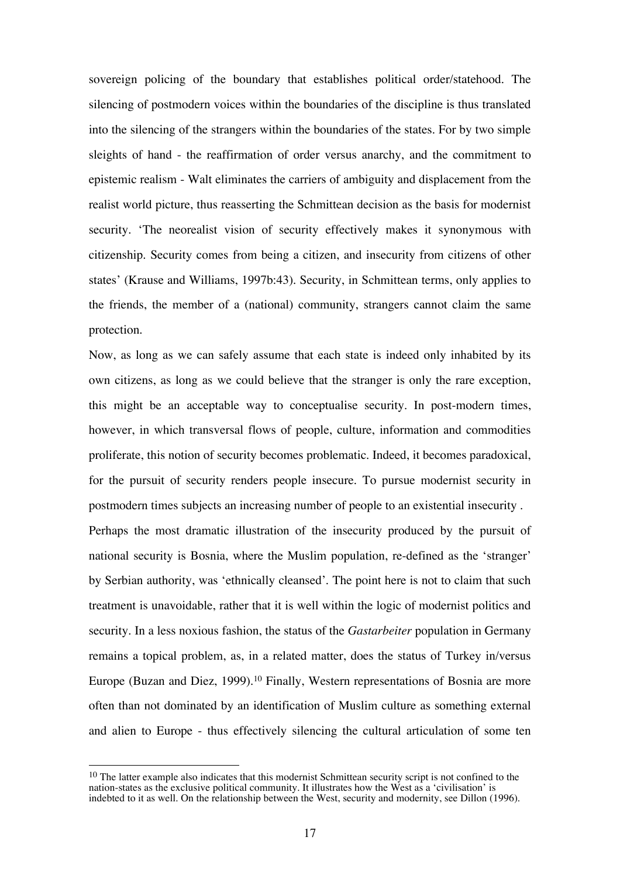sovereign policing of the boundary that establishes political order/statehood. The silencing of postmodern voices within the boundaries of the discipline is thus translated into the silencing of the strangers within the boundaries of the states. For by two simple sleights of hand - the reaffirmation of order versus anarchy, and the commitment to epistemic realism - Walt eliminates the carriers of ambiguity and displacement from the realist world picture, thus reasserting the Schmittean decision as the basis for modernist security. 'The neorealist vision of security effectively makes it synonymous with citizenship. Security comes from being a citizen, and insecurity from citizens of other states' (Krause and Williams, 1997b:43). Security, in Schmittean terms, only applies to the friends, the member of a (national) community, strangers cannot claim the same protection.

Now, as long as we can safely assume that each state is indeed only inhabited by its own citizens, as long as we could believe that the stranger is only the rare exception, this might be an acceptable way to conceptualise security. In post-modern times, however, in which transversal flows of people, culture, information and commodities proliferate, this notion of security becomes problematic. Indeed, it becomes paradoxical, for the pursuit of security renders people insecure. To pursue modernist security in postmodern times subjects an increasing number of people to an existential insecurity .

Perhaps the most dramatic illustration of the insecurity produced by the pursuit of national security is Bosnia, where the Muslim population, re-defined as the 'stranger' by Serbian authority, was 'ethnically cleansed'. The point here is not to claim that such treatment is unavoidable, rather that it is well within the logic of modernist politics and security. In a less noxious fashion, the status of the *Gastarbeiter* population in Germany remains a topical problem, as, in a related matter, does the status of Turkey in/versus Europe (Buzan and Diez, 1999).[10] Finally, Western representations of Bosnia are more often than not dominated by an identification of Muslim culture as something external and alien to Europe - thus effectively silencing the cultural articulation of some ten

[10] The latter example also indicates that this modernist Schmittean security script is not confined to the nation-states as the exclusive political community. It illustrates how the West as a 'civilisation' is indebted to it as well. On the relationship between the West, security and modernity, see Dillon (1996).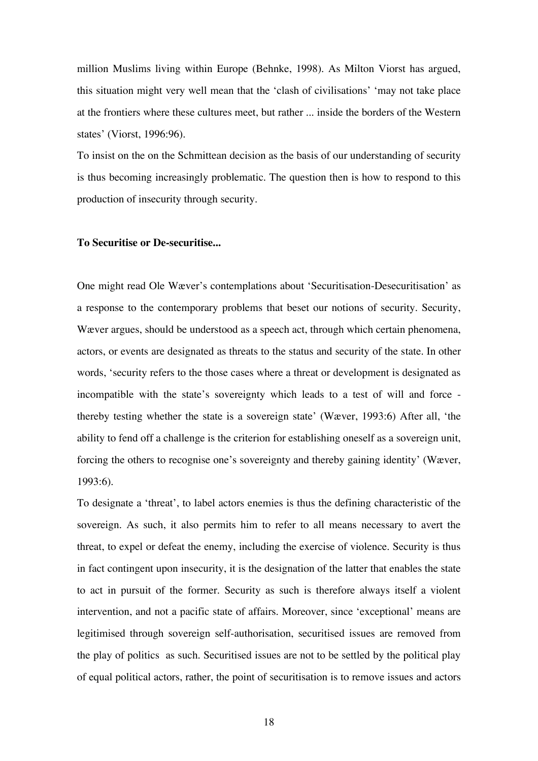million Muslims living within Europe (Behnke, 1998). As Milton Viorst has argued, this situation might very well mean that the 'clash of civilisations' 'may not take place at the frontiers where these cultures meet, but rather ... inside the borders of the Western states' (Viorst, 1996:96).

To insist on the on the Schmittean decision as the basis of our understanding of security is thus becoming increasingly problematic. The question then is how to respond to this production of insecurity through security.

**To Securitise or De-securitise...**

One might read Ole Wæver's contemplations about 'Securitisation-Desecuritisation' as a response to the contemporary problems that beset our notions of security. Security, Wæver argues, should be understood as a speech act, through which certain phenomena, actors, or events are designated as threats to the status and security of the state. In other words, 'security refers to the those cases where a threat or development is designated as incompatible with the state's sovereignty which leads to a test of will and force - thereby testing whether the state is a sovereign state' (Wæver, 1993:6) After all, 'the ability to fend off a challenge is the criterion for establishing oneself as a sovereign unit, forcing the others to recognise one's sovereignty and thereby gaining identity' (Wæver, 1993:6).

To designate a 'threat', to label actors enemies is thus the defining characteristic of the sovereign. As such, it also permits him to refer to all means necessary to avert the threat, to expel or defeat the enemy, including the exercise of violence. Security is thus in fact contingent upon insecurity, it is the designation of the latter that enables the state to act in pursuit of the former. Security as such is therefore always itself a violent intervention, and not a pacific state of affairs. Moreover, since 'exceptional' means are legitimised through sovereign self-authorisation, securitised issues are removed from the play of politics as such. Securitised issues are not to be settled by the political play of equal political actors, rather, the point of securitisation is to remove issues and actors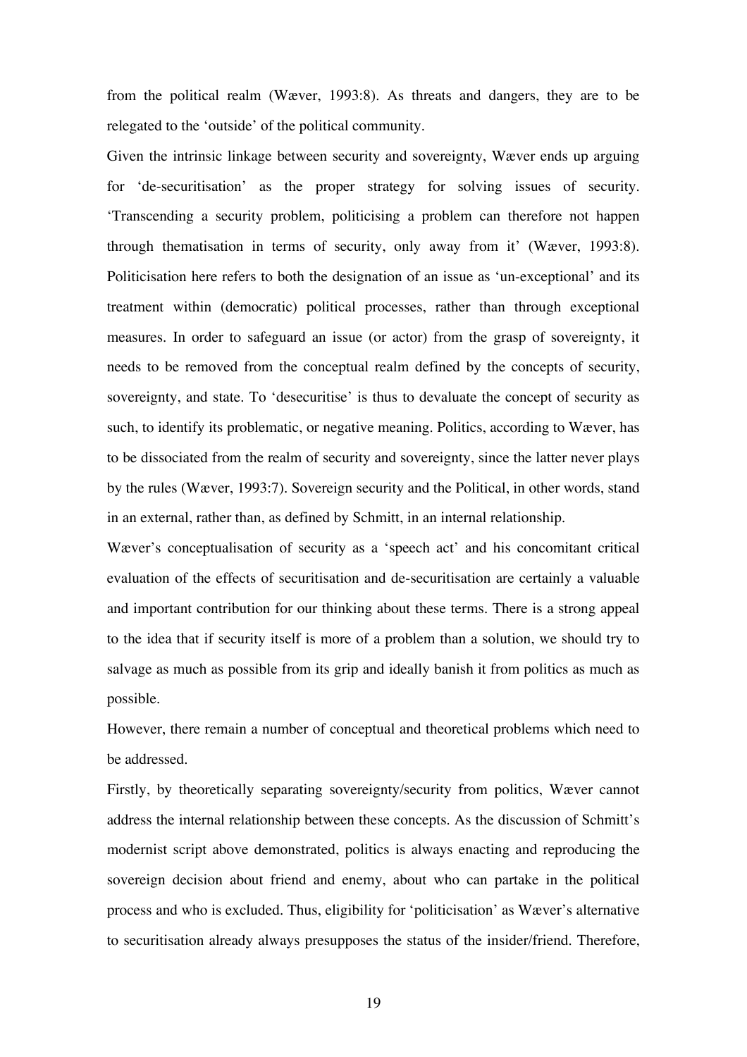from the political realm (Wæver, 1993:8). As threats and dangers, they are to be relegated to the 'outside' of the political community.

Given the intrinsic linkage between security and sovereignty, Wæver ends up arguing for 'de-securitisation' as the proper strategy for solving issues of security. 'Transcending a security problem, politicising a problem can therefore not happen through thematisation in terms of security, only away from it' (Wæver, 1993:8). Politicisation here refers to both the designation of an issue as 'un-exceptional' and its treatment within (democratic) political processes, rather than through exceptional measures. In order to safeguard an issue (or actor) from the grasp of sovereignty, it needs to be removed from the conceptual realm defined by the concepts of security, sovereignty, and state. To 'desecuritise' is thus to devaluate the concept of security as such, to identify its problematic, or negative meaning. Politics, according to Wæver, has to be dissociated from the realm of security and sovereignty, since the latter never plays by the rules (Wæver, 1993:7). Sovereign security and the Political, in other words, stand in an external, rather than, as defined by Schmitt, in an internal relationship.

Wæver's conceptualisation of security as a 'speech act' and his concomitant critical evaluation of the effects of securitisation and de-securitisation are certainly a valuable and important contribution for our thinking about these terms. There is a strong appeal to the idea that if security itself is more of a problem than a solution, we should try to salvage as much as possible from its grip and ideally banish it from politics as much as possible.

However, there remain a number of conceptual and theoretical problems which need to be addressed.

Firstly, by theoretically separating sovereignty/security from politics, Wæver cannot address the internal relationship between these concepts. As the discussion of Schmitt's modernist script above demonstrated, politics is always enacting and reproducing the sovereign decision about friend and enemy, about who can partake in the political process and who is excluded. Thus, eligibility for 'politicisation' as Wæver's alternative to securitisation already always presupposes the status of the insider/friend. Therefore,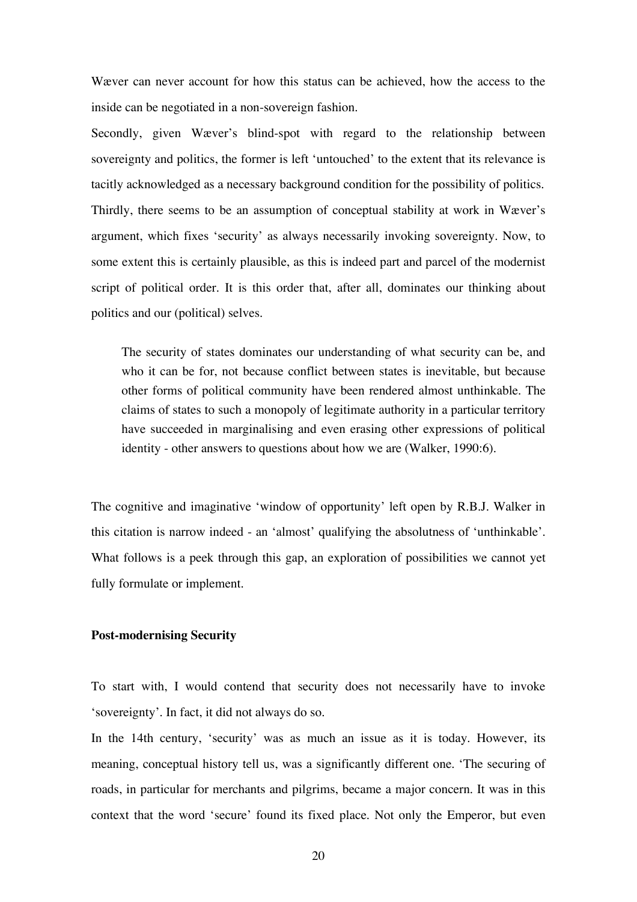Wæver can never account for how this status can be achieved, how the access to the inside can be negotiated in a non-sovereign fashion.

Secondly, given Wæver's blind-spot with regard to the relationship between sovereignty and politics, the former is left 'untouched' to the extent that its relevance is tacitly acknowledged as a necessary background condition for the possibility of politics.

Thirdly, there seems to be an assumption of conceptual stability at work in Wæver's argument, which fixes 'security' as always necessarily invoking sovereignty. Now, to some extent this is certainly plausible, as this is indeed part and parcel of the modernist script of political order. It is this order that, after all, dominates our thinking about politics and our (political) selves.

> The security of states dominates our understanding of what security can be, and who it can be for, not because conflict between states is inevitable, but because other forms of political community have been rendered almost unthinkable. The claims of states to such a monopoly of legitimate authority in a particular territory have succeeded in marginalising and even erasing other expressions of political identity - other answers to questions about how we are (Walker, 1990:6).

The cognitive and imaginative 'window of opportunity' left open by R.B.J. Walker in this citation is narrow indeed - an 'almost' qualifying the absolutness of 'unthinkable'. What follows is a peek through this gap, an exploration of possibilities we cannot yet fully formulate or implement.

**Post-modernising Security**

To start with, I would contend that security does not necessarily have to invoke 'sovereignty'. In fact, it did not always do so.

In the 14th century, 'security' was as much an issue as it is today. However, its meaning, conceptual history tell us, was a significantly different one. 'The securing of roads, in particular for merchants and pilgrims, became a major concern. It was in this context that the word 'secure' found its fixed place. Not only the Emperor, but even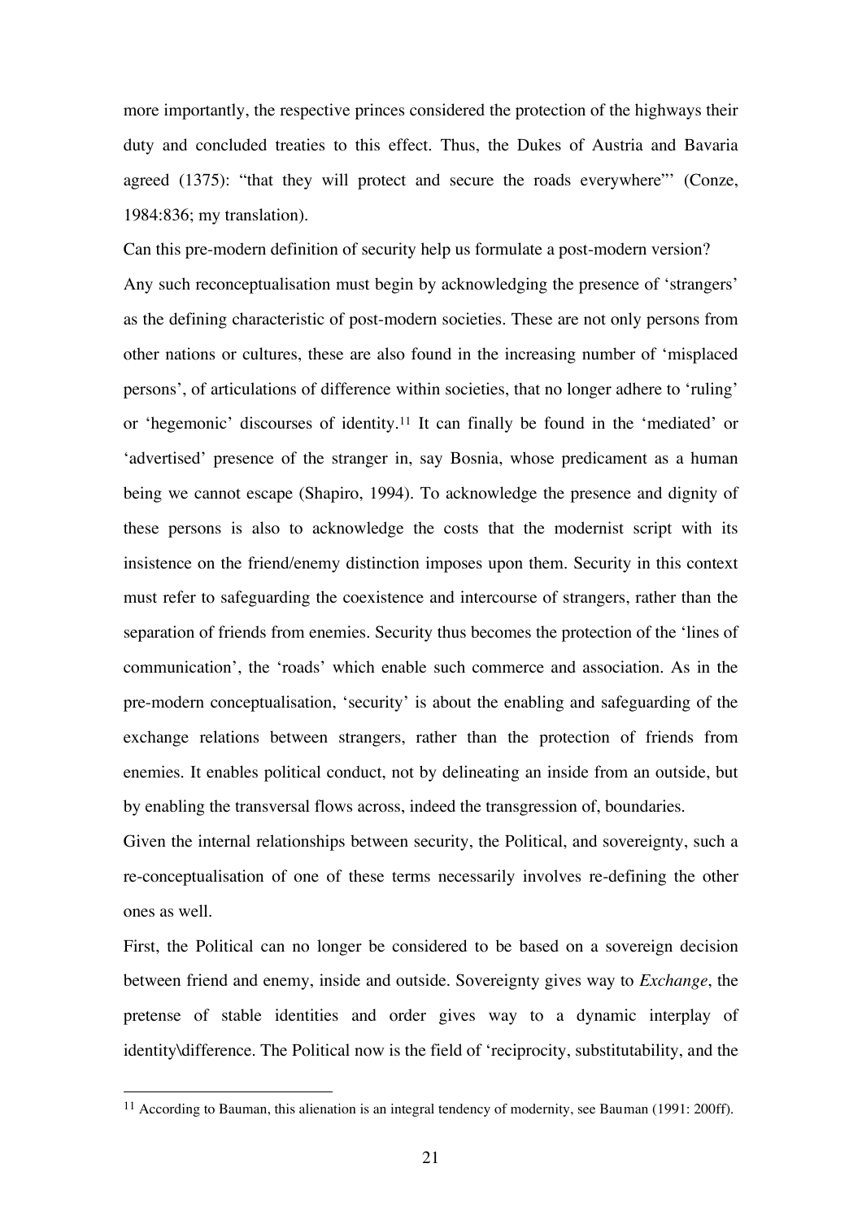more importantly, the respective princes considered the protection of the highways their duty and concluded treaties to this effect. Thus, the Dukes of Austria and Bavaria agreed (1375): "that they will protect and secure the roads everywhere"' (Conze, 1984:836; my translation).

Can this pre-modern definition of security help us formulate a post-modern version?

Any such reconceptualisation must begin by acknowledging the presence of 'strangers' as the defining characteristic of post-modern societies. These are not only persons from other nations or cultures, these are also found in the increasing number of 'misplaced persons', of articulations of difference within societies, that no longer adhere to 'ruling' or 'hegemonic' discourses of identity.[11] It can finally be found in the 'mediated' or 'advertised' presence of the stranger in, say Bosnia, whose predicament as a human being we cannot escape (Shapiro, 1994). To acknowledge the presence and dignity of these persons is also to acknowledge the costs that the modernist script with its insistence on the friend/enemy distinction imposes upon them. Security in this context must refer to safeguarding the coexistence and intercourse of strangers, rather than the separation of friends from enemies. Security thus becomes the protection of the 'lines of communication', the 'roads' which enable such commerce and association. As in the pre-modern conceptualisation, 'security' is about the enabling and safeguarding of the exchange relations between strangers, rather than the protection of friends from enemies. It enables political conduct, not by delineating an inside from an outside, but by enabling the transversal flows across, indeed the transgression of, boundaries.

Given the internal relationships between security, the Political, and sovereignty, such a re-conceptualisation of one of these terms necessarily involves re-defining the other ones as well.

First, the Political can no longer be considered to be based on a sovereign decision between friend and enemy, inside and outside. Sovereignty gives way to *Exchange*, the pretense of stable identities and order gives way to a dynamic interplay of identity\difference. The Political now is the field of 'reciprocity, substitutability, and the

[11] According to Bauman, this alienation is an integral tendency of modernity, see Bauman (1991: 200ff).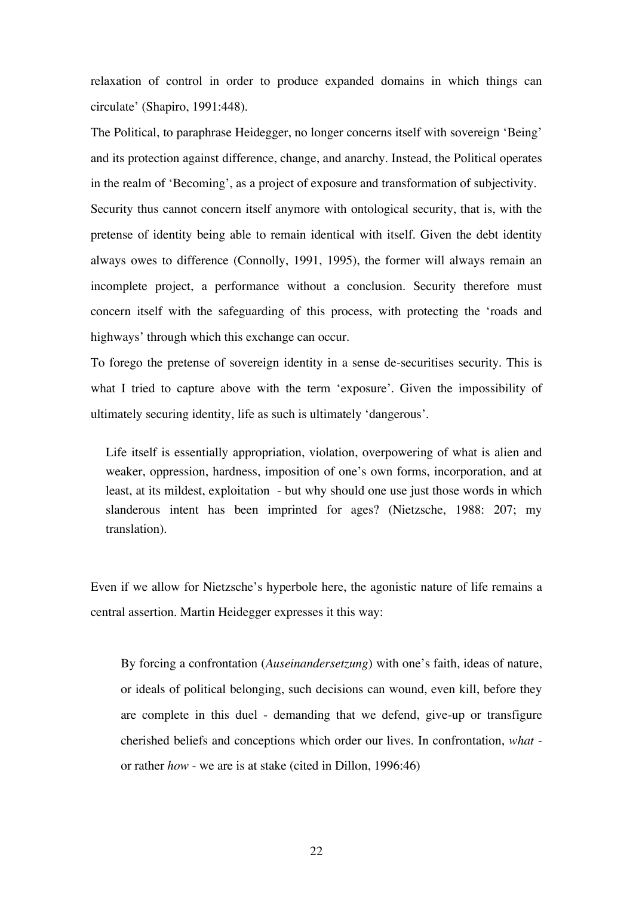relaxation of control in order to produce expanded domains in which things can circulate' (Shapiro, 1991:448).

The Political, to paraphrase Heidegger, no longer concerns itself with sovereign 'Being' and its protection against difference, change, and anarchy. Instead, the Political operates in the realm of 'Becoming', as a project of exposure and transformation of subjectivity.

Security thus cannot concern itself anymore with ontological security, that is, with the pretense of identity being able to remain identical with itself. Given the debt identity always owes to difference (Connolly, 1991, 1995), the former will always remain an incomplete project, a performance without a conclusion. Security therefore must concern itself with the safeguarding of this process, with protecting the 'roads and highways' through which this exchange can occur.

To forego the pretense of sovereign identity in a sense de-securitises security. This is what I tried to capture above with the term 'exposure'. Given the impossibility of ultimately securing identity, life as such is ultimately 'dangerous'.

> Life itself is essentially appropriation, violation, overpowering of what is alien and weaker, oppression, hardness, imposition of one's own forms, incorporation, and at least, at its mildest, exploitation - but why should one use just those words in which slanderous intent has been imprinted for ages? (Nietzsche, 1988: 207; my translation).

Even if we allow for Nietzsche's hyperbole here, the agonistic nature of life remains a central assertion. Martin Heidegger expresses it this way:

> By forcing a confrontation (*Auseinandersetzung*) with one's faith, ideas of nature, or ideals of political belonging, such decisions can wound, even kill, before they are complete in this duel - demanding that we defend, give-up or transfigure cherished beliefs and conceptions which order our lives. In confrontation, *what* - or rather *how* - we are is at stake (cited in Dillon, 1996:46)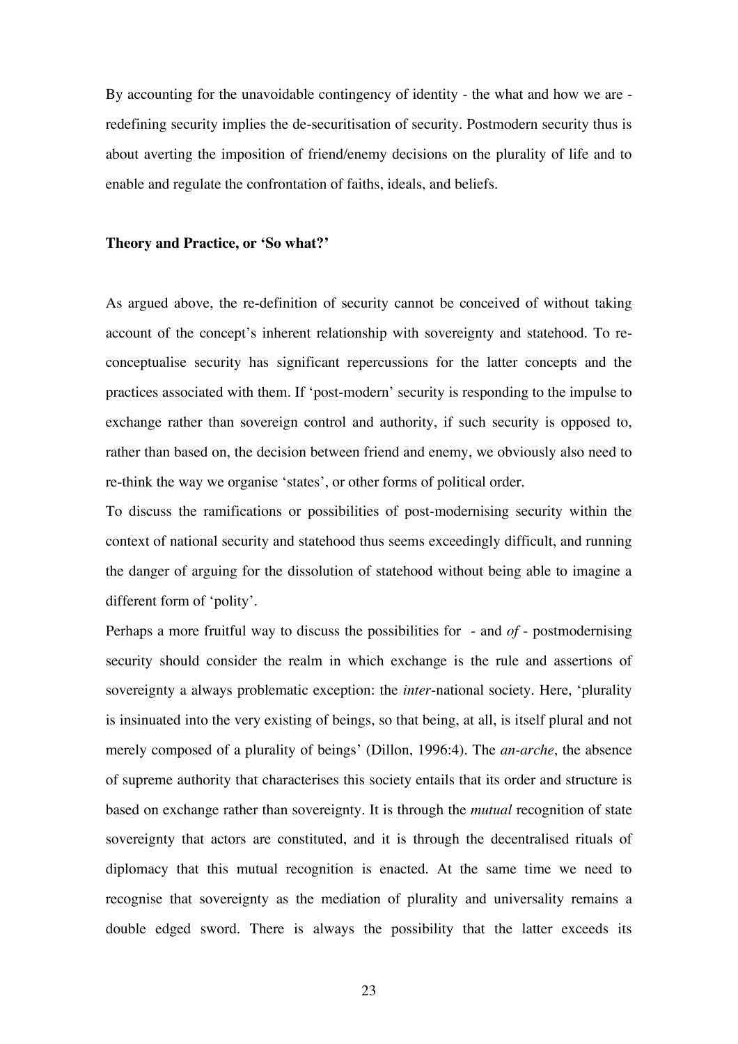By accounting for the unavoidable contingency of identity - the what and how we are - redefining security implies the de-securitisation of security. Postmodern security thus is about averting the imposition of friend/enemy decisions on the plurality of life and to enable and regulate the confrontation of faiths, ideals, and beliefs.

**Theory and Practice, or 'So what?'**

As argued above, the re-definition of security cannot be conceived of without taking account of the concept's inherent relationship with sovereignty and statehood. To re-conceptualise security has significant repercussions for the latter concepts and the practices associated with them. If 'post-modern' security is responding to the impulse to exchange rather than sovereign control and authority, if such security is opposed to, rather than based on, the decision between friend and enemy, we obviously also need to re-think the way we organise 'states', or other forms of political order.

To discuss the ramifications or possibilities of post-modernising security within the context of national security and statehood thus seems exceedingly difficult, and running the danger of arguing for the dissolution of statehood without being able to imagine a different form of 'polity'.

Perhaps a more fruitful way to discuss the possibilities for - and *of* - postmodernising security should consider the realm in which exchange is the rule and assertions of sovereignty a always problematic exception: the *inter*-national society. Here, 'plurality is insinuated into the very existing of beings, so that being, at all, is itself plural and not merely composed of a plurality of beings' (Dillon, 1996:4). The *an-arche*, the absence of supreme authority that characterises this society entails that its order and structure is based on exchange rather than sovereignty. It is through the *mutual* recognition of state sovereignty that actors are constituted, and it is through the decentralised rituals of diplomacy that this mutual recognition is enacted. At the same time we need to recognise that sovereignty as the mediation of plurality and universality remains a double edged sword. There is always the possibility that the latter exceeds its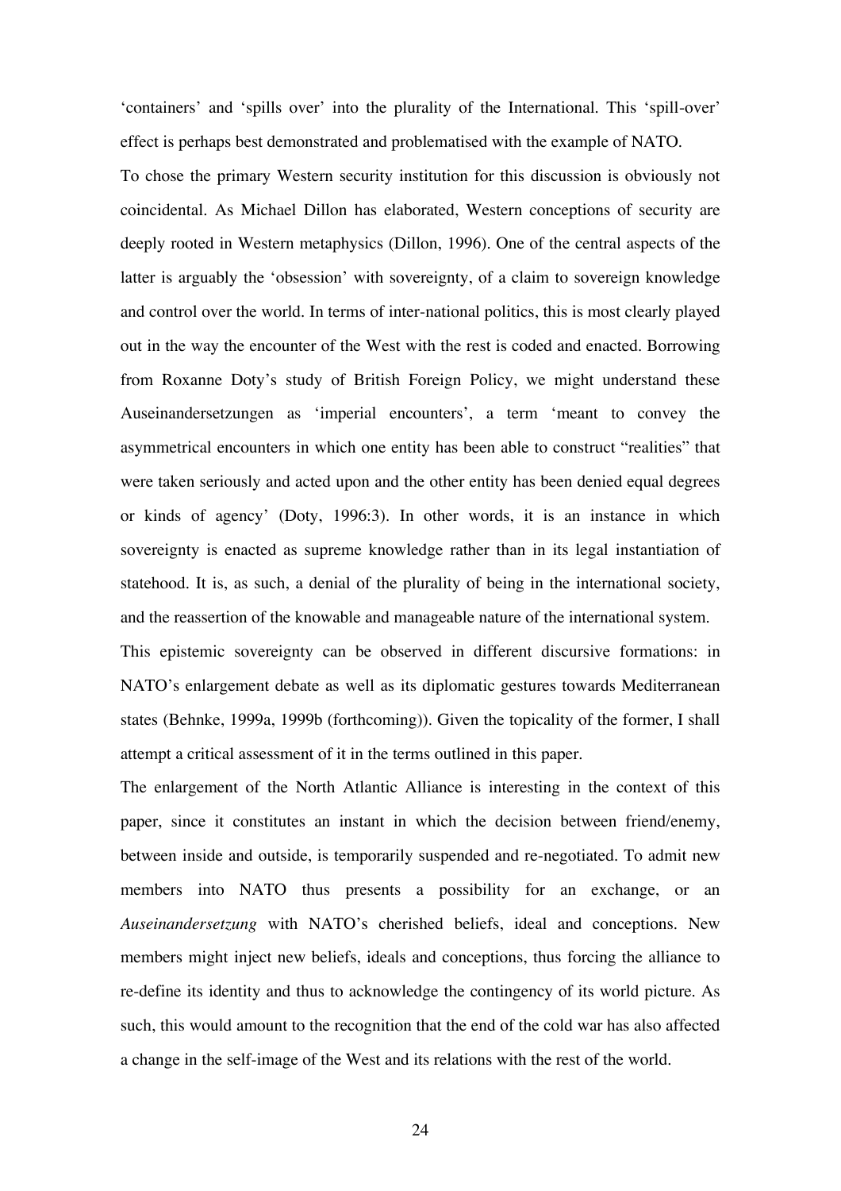'containers' and 'spills over' into the plurality of the International. This 'spill-over' effect is perhaps best demonstrated and problematised with the example of NATO.

To chose the primary Western security institution for this discussion is obviously not coincidental. As Michael Dillon has elaborated, Western conceptions of security are deeply rooted in Western metaphysics (Dillon, 1996). One of the central aspects of the latter is arguably the 'obsession' with sovereignty, of a claim to sovereign knowledge and control over the world. In terms of inter-national politics, this is most clearly played out in the way the encounter of the West with the rest is coded and enacted. Borrowing from Roxanne Doty's study of British Foreign Policy, we might understand these Auseinandersetzungen as 'imperial encounters', a term 'meant to convey the asymmetrical encounters in which one entity has been able to construct "realities" that were taken seriously and acted upon and the other entity has been denied equal degrees or kinds of agency' (Doty, 1996:3). In other words, it is an instance in which sovereignty is enacted as supreme knowledge rather than in its legal instantiation of statehood. It is, as such, a denial of the plurality of being in the international society, and the reassertion of the knowable and manageable nature of the international system.

This epistemic sovereignty can be observed in different discursive formations: in NATO's enlargement debate as well as its diplomatic gestures towards Mediterranean states (Behnke, 1999a, 1999b (forthcoming)). Given the topicality of the former, I shall attempt a critical assessment of it in the terms outlined in this paper.

The enlargement of the North Atlantic Alliance is interesting in the context of this paper, since it constitutes an instant in which the decision between friend/enemy, between inside and outside, is temporarily suspended and re-negotiated. To admit new members into NATO thus presents a possibility for an exchange, or an *Auseinandersetzung* with NATO's cherished beliefs, ideal and conceptions. New members might inject new beliefs, ideals and conceptions, thus forcing the alliance to re-define its identity and thus to acknowledge the contingency of its world picture. As such, this would amount to the recognition that the end of the cold war has also affected a change in the self-image of the West and its relations with the rest of the world.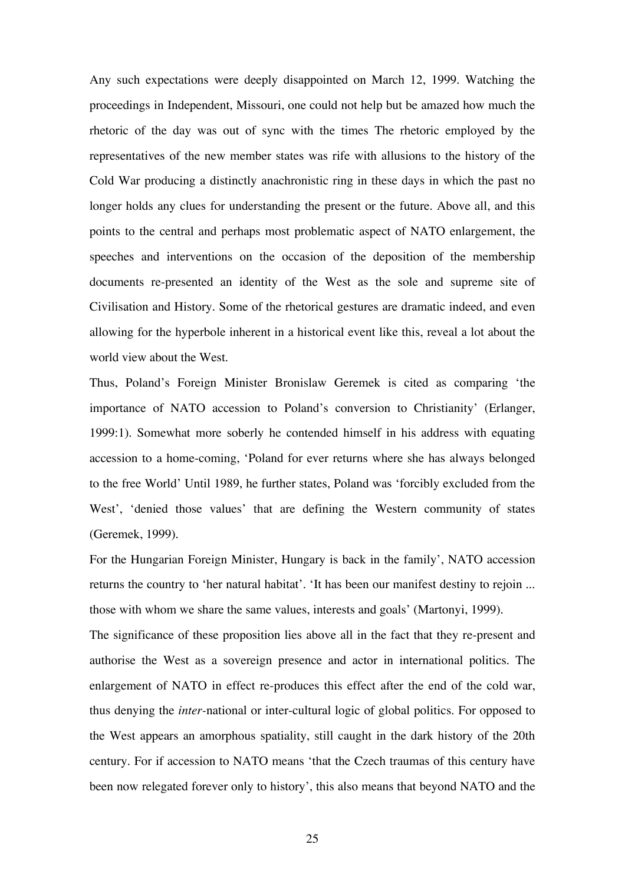Any such expectations were deeply disappointed on March 12, 1999. Watching the proceedings in Independent, Missouri, one could not help but be amazed how much the rhetoric of the day was out of sync with the times The rhetoric employed by the representatives of the new member states was rife with allusions to the history of the Cold War producing a distinctly anachronistic ring in these days in which the past no longer holds any clues for understanding the present or the future. Above all, and this points to the central and perhaps most problematic aspect of NATO enlargement, the speeches and interventions on the occasion of the deposition of the membership documents re-presented an identity of the West as the sole and supreme site of Civilisation and History. Some of the rhetorical gestures are dramatic indeed, and even allowing for the hyperbole inherent in a historical event like this, reveal a lot about the world view about the West.

Thus, Poland's Foreign Minister Bronislaw Geremek is cited as comparing 'the importance of NATO accession to Poland's conversion to Christianity' (Erlanger, 1999:1). Somewhat more soberly he contended himself in his address with equating accession to a home-coming, 'Poland for ever returns where she has always belonged to the free World' Until 1989, he further states, Poland was 'forcibly excluded from the West', 'denied those values' that are defining the Western community of states (Geremek, 1999).

For the Hungarian Foreign Minister, Hungary is back in the family', NATO accession returns the country to 'her natural habitat'. 'It has been our manifest destiny to rejoin ... those with whom we share the same values, interests and goals' (Martonyi, 1999).

The significance of these proposition lies above all in the fact that they re-present and authorise the West as a sovereign presence and actor in international politics. The enlargement of NATO in effect re-produces this effect after the end of the cold war, thus denying the *inter*-national or inter-cultural logic of global politics. For opposed to the West appears an amorphous spatiality, still caught in the dark history of the 20th century. For if accession to NATO means 'that the Czech traumas of this century have been now relegated forever only to history', this also means that beyond NATO and the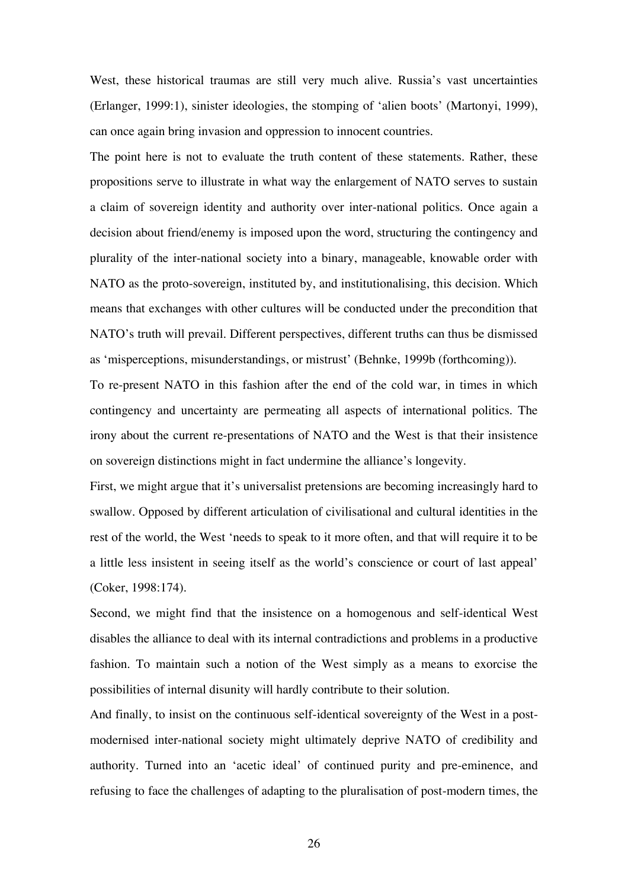West, these historical traumas are still very much alive. Russia's vast uncertainties (Erlanger, 1999:1), sinister ideologies, the stomping of 'alien boots' (Martonyi, 1999), can once again bring invasion and oppression to innocent countries.

The point here is not to evaluate the truth content of these statements. Rather, these propositions serve to illustrate in what way the enlargement of NATO serves to sustain a claim of sovereign identity and authority over inter-national politics. Once again a decision about friend/enemy is imposed upon the word, structuring the contingency and plurality of the inter-national society into a binary, manageable, knowable order with NATO as the proto-sovereign, instituted by, and institutionalising, this decision. Which means that exchanges with other cultures will be conducted under the precondition that NATO's truth will prevail. Different perspectives, different truths can thus be dismissed as 'misperceptions, misunderstandings, or mistrust' (Behnke, 1999b (forthcoming)).

To re-present NATO in this fashion after the end of the cold war, in times in which contingency and uncertainty are permeating all aspects of international politics. The irony about the current re-presentations of NATO and the West is that their insistence on sovereign distinctions might in fact undermine the alliance's longevity.

First, we might argue that it's universalist pretensions are becoming increasingly hard to swallow. Opposed by different articulation of civilisational and cultural identities in the rest of the world, the West 'needs to speak to it more often, and that will require it to be a little less insistent in seeing itself as the world's conscience or court of last appeal' (Coker, 1998:174).

Second, we might find that the insistence on a homogenous and self-identical West disables the alliance to deal with its internal contradictions and problems in a productive fashion. To maintain such a notion of the West simply as a means to exorcise the possibilities of internal disunity will hardly contribute to their solution.

And finally, to insist on the continuous self-identical sovereignty of the West in a post-modernised inter-national society might ultimately deprive NATO of credibility and authority. Turned into an 'acetic ideal' of continued purity and pre-eminence, and refusing to face the challenges of adapting to the pluralisation of post-modern times, the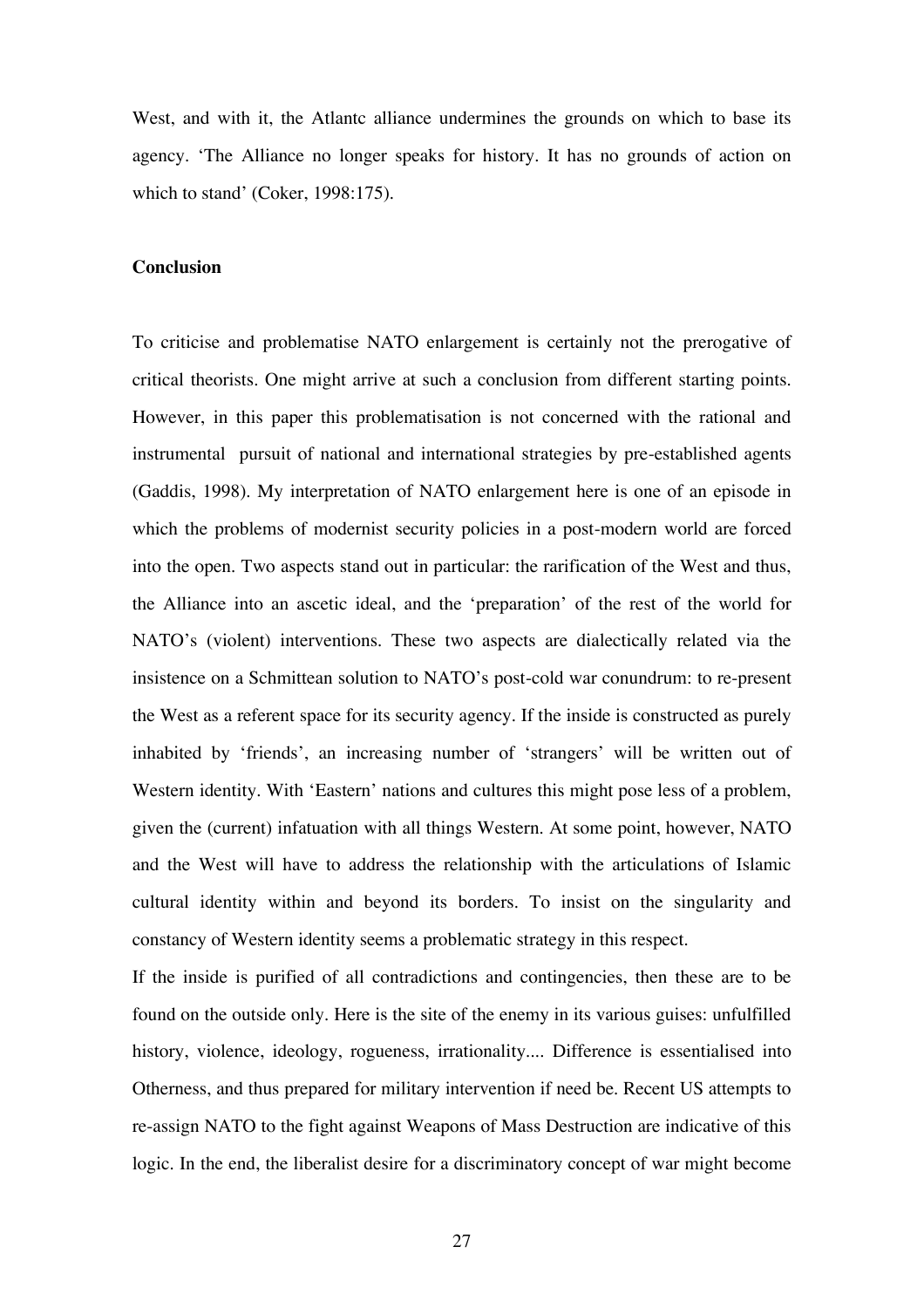West, and with it, the Atlantc alliance undermines the grounds on which to base its agency. 'The Alliance no longer speaks for history. It has no grounds of action on which to stand' (Coker, 1998:175).

**Conclusion**

To criticise and problematise NATO enlargement is certainly not the prerogative of critical theorists. One might arrive at such a conclusion from different starting points. However, in this paper this problematisation is not concerned with the rational and instrumental pursuit of national and international strategies by pre-established agents (Gaddis, 1998). My interpretation of NATO enlargement here is one of an episode in which the problems of modernist security policies in a post-modern world are forced into the open. Two aspects stand out in particular: the rarification of the West and thus, the Alliance into an ascetic ideal, and the 'preparation' of the rest of the world for NATO's (violent) interventions. These two aspects are dialectically related via the insistence on a Schmittean solution to NATO's post-cold war conundrum: to re-present the West as a referent space for its security agency. If the inside is constructed as purely inhabited by 'friends', an increasing number of 'strangers' will be written out of Western identity. With 'Eastern' nations and cultures this might pose less of a problem, given the (current) infatuation with all things Western. At some point, however, NATO and the West will have to address the relationship with the articulations of Islamic cultural identity within and beyond its borders. To insist on the singularity and constancy of Western identity seems a problematic strategy in this respect.

If the inside is purified of all contradictions and contingencies, then these are to be found on the outside only. Here is the site of the enemy in its various guises: unfulfilled history, violence, ideology, rogueness, irrationality.... Difference is essentialised into Otherness, and thus prepared for military intervention if need be. Recent US attempts to re-assign NATO to the fight against Weapons of Mass Destruction are indicative of this logic. In the end, the liberalist desire for a discriminatory concept of war might become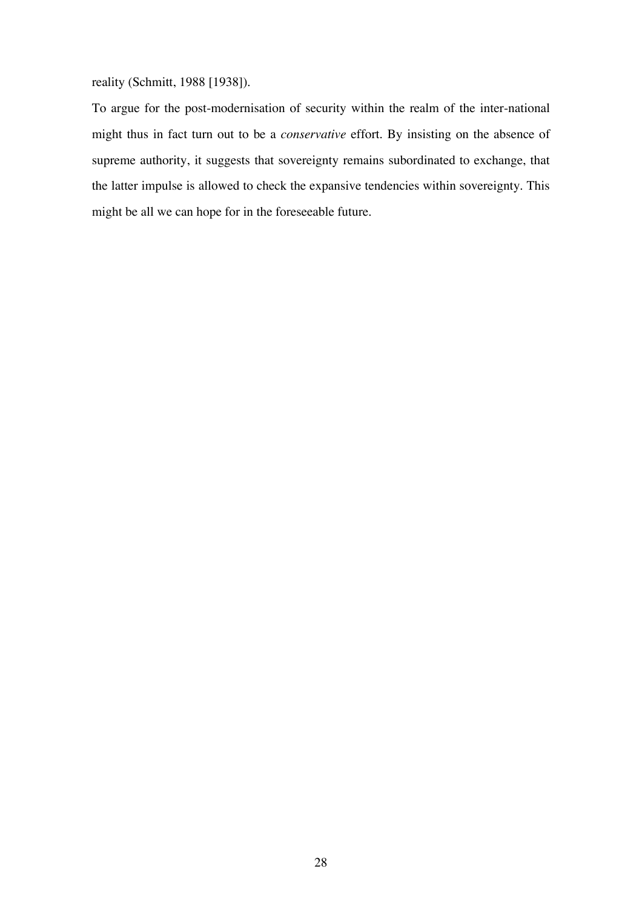reality (Schmitt, 1988 [1938]).

To argue for the post-modernisation of security within the realm of the inter-national might thus in fact turn out to be a *conservative* effort. By insisting on the absence of supreme authority, it suggests that sovereignty remains subordinated to exchange, that the latter impulse is allowed to check the expansive tendencies within sovereignty. This might be all we can hope for in the foreseeable future.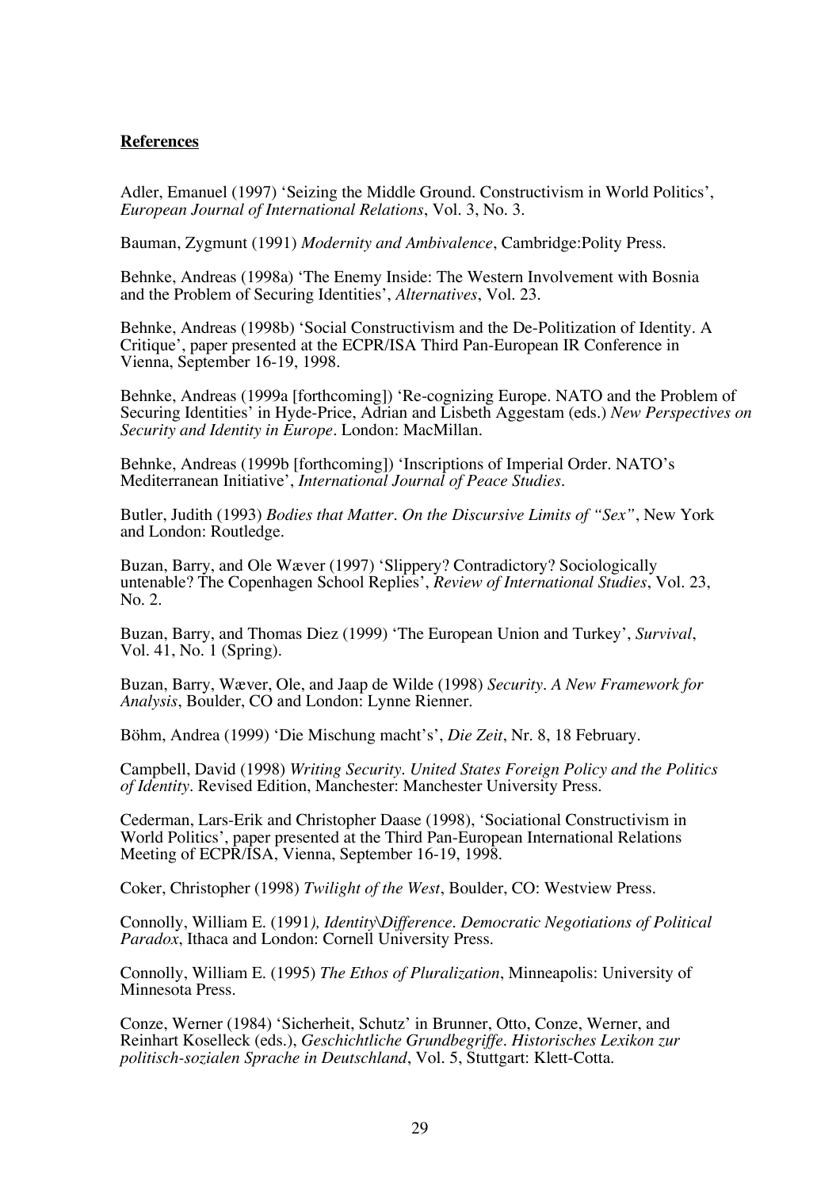**References**

Adler, Emanuel (1997) 'Seizing the Middle Ground. Constructivism in World Politics', *European Journal of International Relations*, Vol. 3, No. 3.

Bauman, Zygmunt (1991) *Modernity and Ambivalence*, Cambridge:Polity Press.

Behnke, Andreas (1998a) 'The Enemy Inside: The Western Involvement with Bosnia and the Problem of Securing Identities', *Alternatives*, Vol. 23.

Behnke, Andreas (1998b) 'Social Constructivism and the De-Politization of Identity. A Critique', paper presented at the ECPR/ISA Third Pan-European IR Conference in Vienna, September 16-19, 1998.

Behnke, Andreas (1999a [forthcoming]) 'Re-cognizing Europe. NATO and the Problem of Securing Identities' in Hyde-Price, Adrian and Lisbeth Aggestam (eds.) *New Perspectives on Security and Identity in Europe*. London: MacMillan.

Behnke, Andreas (1999b [forthcoming]) 'Inscriptions of Imperial Order. NATO's Mediterranean Initiative', *International Journal of Peace Studies*.

Butler, Judith (1993) *Bodies that Matter. On the Discursive Limits of "Sex"*, New York and London: Routledge.

Buzan, Barry, and Ole Wæver (1997) 'Slippery? Contradictory? Sociologically untenable? The Copenhagen School Replies', *Review of International Studies*, Vol. 23, No. 2.

Buzan, Barry, and Thomas Diez (1999) 'The European Union and Turkey', *Survival*, Vol. 41, No. 1 (Spring).

Buzan, Barry, Wæver, Ole, and Jaap de Wilde (1998) *Security. A New Framework for Analysis*, Boulder, CO and London: Lynne Rienner.

Böhm, Andrea (1999) 'Die Mischung macht's', *Die Zeit*, Nr. 8, 18 February.

Campbell, David (1998) *Writing Security. United States Foreign Policy and the Politics of Identity*. Revised Edition, Manchester: Manchester University Press.

Cederman, Lars-Erik and Christopher Daase (1998), 'Sociational Constructivism in World Politics', paper presented at the Third Pan-European International Relations Meeting of ECPR/ISA, Vienna, September 16-19, 1998.

Coker, Christopher (1998) *Twilight of the West*, Boulder, CO: Westview Press.

Connolly, William E. (1991*), Identity\Difference. Democratic Negotiations of Political Paradox*, Ithaca and London: Cornell University Press.

Connolly, William E. (1995) *The Ethos of Pluralization*, Minneapolis: University of Minnesota Press.

Conze, Werner (1984) 'Sicherheit, Schutz' in Brunner, Otto, Conze, Werner, and Reinhart Koselleck (eds.), *Geschichtliche Grundbegriffe. Historisches Lexikon zur politisch-sozialen Sprache in Deutschland*, Vol. 5, Stuttgart: Klett-Cotta.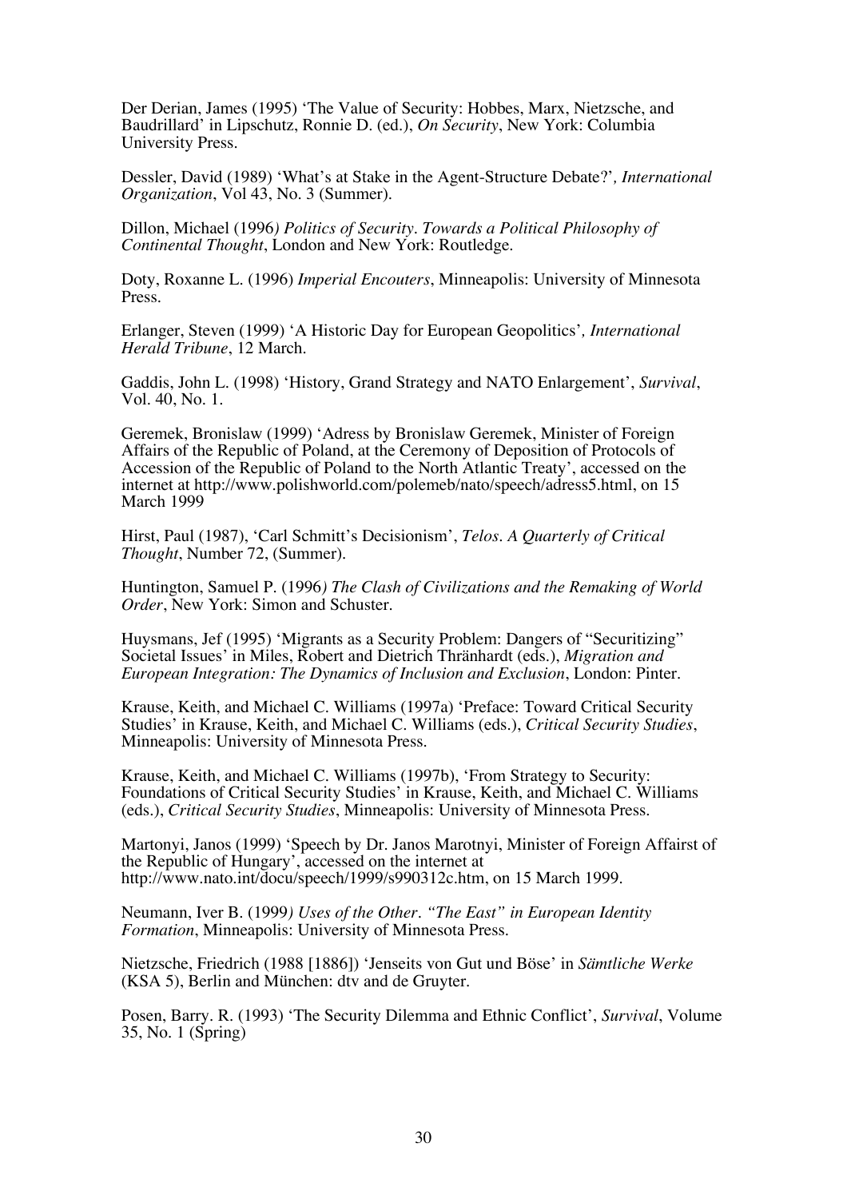Der Derian, James (1995) 'The Value of Security: Hobbes, Marx, Nietzsche, and Baudrillard' in Lipschutz, Ronnie D. (ed.), *On Security*, New York: Columbia University Press.

Dessler, David (1989) 'What's at Stake in the Agent-Structure Debate?'*, International Organization*, Vol 43, No. 3 (Summer).

Dillon, Michael (1996*) Politics of Security. Towards a Political Philosophy of Continental Thought*, London and New York: Routledge.

Doty, Roxanne L. (1996) *Imperial Encouters*, Minneapolis: University of Minnesota Press.

Erlanger, Steven (1999) 'A Historic Day for European Geopolitics'*, International Herald Tribune*, 12 March.

Gaddis, John L. (1998) 'History, Grand Strategy and NATO Enlargement', *Survival*, Vol. 40, No. 1.

Geremek, Bronislaw (1999) 'Adress by Bronislaw Geremek, Minister of Foreign Affairs of the Republic of Poland, at the Ceremony of Deposition of Protocols of Accession of the Republic of Poland to the North Atlantic Treaty', accessed on the internet at http://www.polishworld.com/polemeb/nato/speech/adress5.html, on 15 March 1999

Hirst, Paul (1987), 'Carl Schmitt's Decisionism', *Telos. A Quarterly of Critical Thought*, Number 72, (Summer).

Huntington, Samuel P. (1996*) The Clash of Civilizations and the Remaking of World Order*, New York: Simon and Schuster.

Huysmans, Jef (1995) 'Migrants as a Security Problem: Dangers of "Securitizing" Societal Issues' in Miles, Robert and Dietrich Thränhardt (eds.), *Migration and European Integration: The Dynamics of Inclusion and Exclusion*, London: Pinter.

Krause, Keith, and Michael C. Williams (1997a) 'Preface: Toward Critical Security Studies' in Krause, Keith, and Michael C. Williams (eds.), *Critical Security Studies*, Minneapolis: University of Minnesota Press.

Krause, Keith, and Michael C. Williams (1997b), 'From Strategy to Security: Foundations of Critical Security Studies' in Krause, Keith, and Michael C. Williams (eds.), *Critical Security Studies*, Minneapolis: University of Minnesota Press.

Martonyi, Janos (1999) 'Speech by Dr. Janos Marotnyi, Minister of Foreign Affairst of the Republic of Hungary', accessed on the internet at http://www.nato.int/docu/speech/1999/s990312c.htm, on 15 March 1999.

Neumann, Iver B. (1999*) Uses of the Other. "The East" in European Identity Formation*, Minneapolis: University of Minnesota Press.

Nietzsche, Friedrich (1988 [1886]) 'Jenseits von Gut und Böse' in *Sämtliche Werke* (KSA 5), Berlin and München: dtv and de Gruyter.

Posen, Barry. R. (1993) 'The Security Dilemma and Ethnic Conflict', *Survival*, Volume 35, No. 1 (Spring)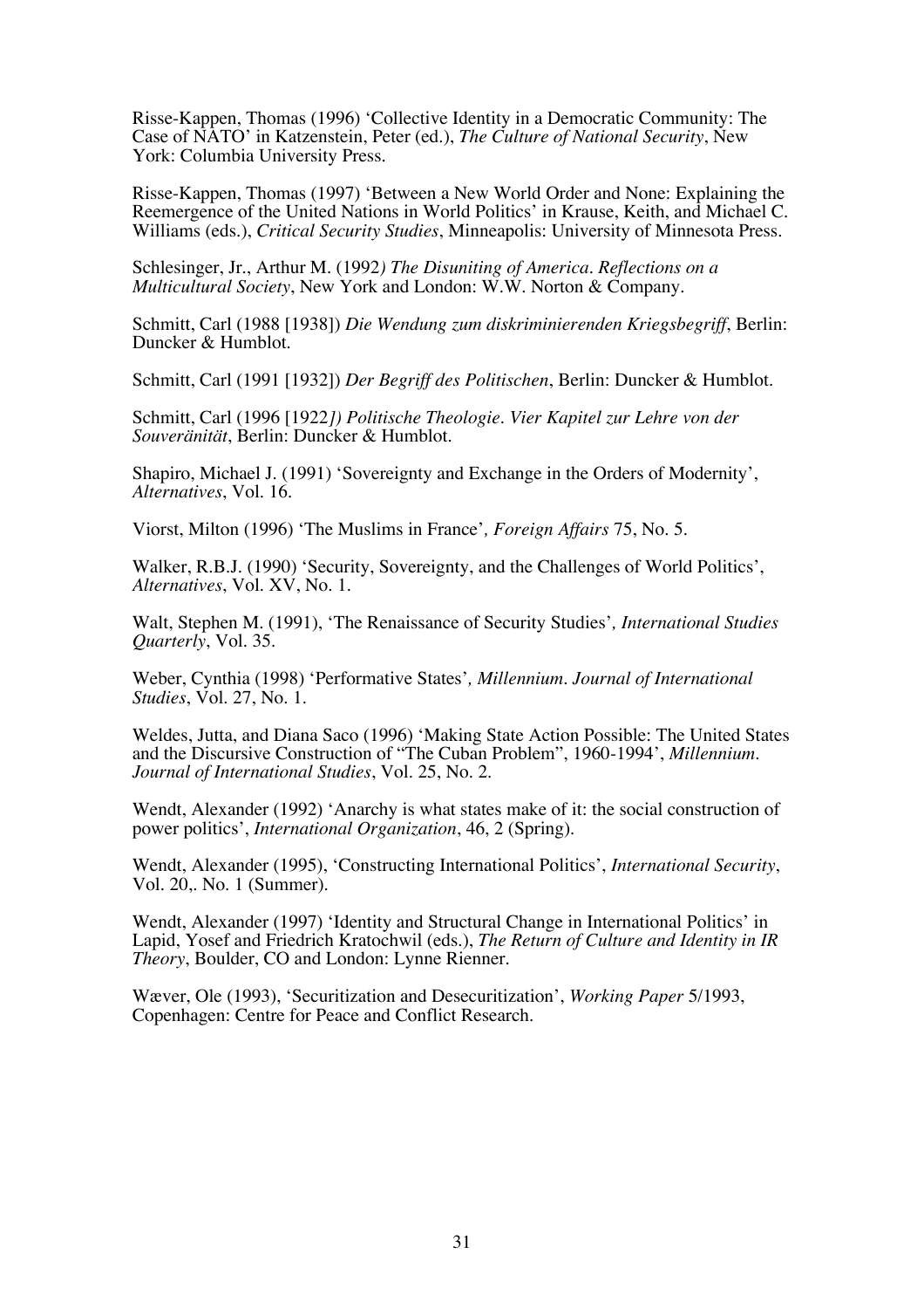Risse-Kappen, Thomas (1996) 'Collective Identity in a Democratic Community: The Case of NATO' in Katzenstein, Peter (ed.), *The Culture of National Security*, New York: Columbia University Press.

Risse-Kappen, Thomas (1997) 'Between a New World Order and None: Explaining the Reemergence of the United Nations in World Politics' in Krause, Keith, and Michael C. Williams (eds.), *Critical Security Studies*, Minneapolis: University of Minnesota Press.

Schlesinger, Jr., Arthur M. (1992*) The Disuniting of America. Reflections on a Multicultural Society*, New York and London: W.W. Norton & Company.

Schmitt, Carl (1988 [1938]) *Die Wendung zum diskriminierenden Kriegsbegriff*, Berlin: Duncker & Humblot.

Schmitt, Carl (1991 [1932]) *Der Begriff des Politischen*, Berlin: Duncker & Humblot.

Schmitt, Carl (1996 [1922*]) Politische Theologie. Vier Kapitel zur Lehre von der Souveränität*, Berlin: Duncker & Humblot.

Shapiro, Michael J. (1991) 'Sovereignty and Exchange in the Orders of Modernity', *Alternatives*, Vol. 16.

Viorst, Milton (1996) 'The Muslims in France'*, Foreign Affairs* 75, No. 5.

Walker, R.B.J. (1990) 'Security, Sovereignty, and the Challenges of World Politics', *Alternatives*, Vol. XV, No. 1.

Walt, Stephen M. (1991), 'The Renaissance of Security Studies'*, International Studies Quarterly*, Vol. 35.

Weber, Cynthia (1998) 'Performative States'*, Millennium. Journal of International Studies*, Vol. 27, No. 1.

Weldes, Jutta, and Diana Saco (1996) 'Making State Action Possible: The United States and the Discursive Construction of "The Cuban Problem", 1960-1994', *Millennium. Journal of International Studies*, Vol. 25, No. 2.

Wendt, Alexander (1992) 'Anarchy is what states make of it: the social construction of power politics', *International Organization*, 46, 2 (Spring).

Wendt, Alexander (1995), 'Constructing International Politics', *International Security*, Vol. 20,. No. 1 (Summer).

Wendt, Alexander (1997) 'Identity and Structural Change in International Politics' in Lapid, Yosef and Friedrich Kratochwil (eds.), *The Return of Culture and Identity in IR Theory*, Boulder, CO and London: Lynne Rienner.

Wæver, Ole (1993), 'Securitization and Desecuritization', *Working Paper* 5/1993, Copenhagen: Centre for Peace and Conflict Research.